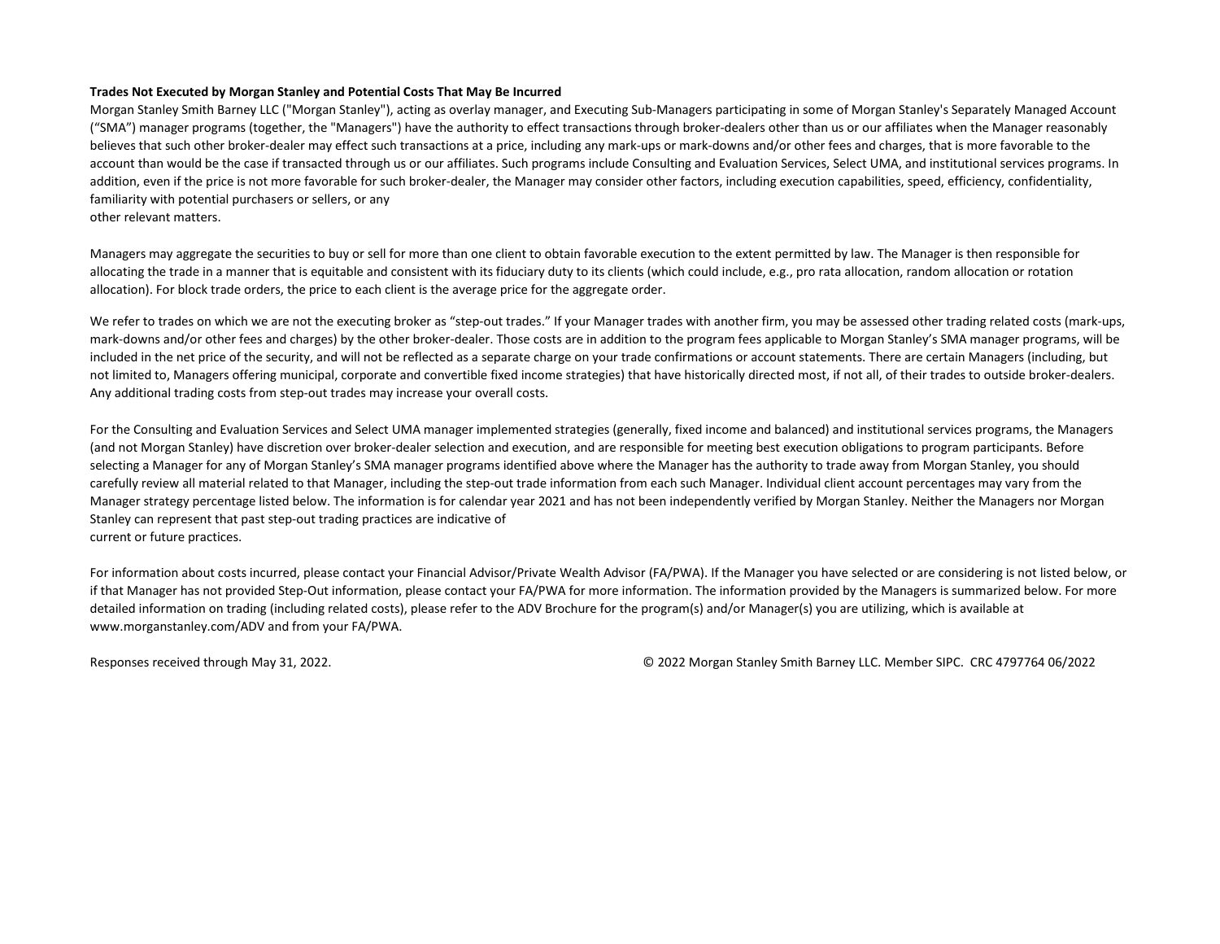**Trades Not Executed by Morgan Stanley and Potential Costs That May Be Incurred**

Morgan Stanley Smith Barney LLC ("Morgan Stanley"), acting as overlay manager, and Executing Sub-Managers participating in some of Morgan Stanley's Separately Managed Account ("SMA") manager programs (together, the "Managers") have the authority to effect transactions through broker-dealers other than us or our affiliates when the Manager reasonably believes that such other broker-dealer may effect such transactions at a price, including any mark-ups or mark-downs and/or other fees and charges, that is more favorable to the account than would be the case if transacted through us or our affiliates. Such programs include Consulting and Evaluation Services, Select UMA, and institutional services programs. In addition, even if the price is not more favorable for such broker-dealer, the Manager may consider other factors, including execution capabilities, speed, efficiency, confidentiality, familiarity with potential purchasers or sellers, or any other relevant matters.

Managers may aggregate the securities to buy or sell for more than one client to obtain favorable execution to the extent permitted by law. The Manager is then responsible for allocating the trade in a manner that is equitable and consistent with its fiduciary duty to its clients (which could include, e.g., pro rata allocation, random allocation or rotation allocation). For block trade orders, the price to each client is the average price for the aggregate order.

We refer to trades on which we are not the executing broker as "step-out trades." If your Manager trades with another firm, you may be assessed other trading related costs (mark-ups, mark-downs and/or other fees and charges) by the other broker-dealer. Those costs are in addition to the program fees applicable to Morgan Stanley's SMA manager programs, will be included in the net price of the security, and will not be reflected as a separate charge on your trade confirmations or account statements. There are certain Managers (including, but not limited to, Managers offering municipal, corporate and convertible fixed income strategies) that have historically directed most, if not all, of their trades to outside broker-dealers. Any additional trading costs from step-out trades may increase your overall costs.

For the Consulting and Evaluation Services and Select UMA manager implemented strategies (generally, fixed income and balanced) and institutional services programs, the Managers (and not Morgan Stanley) have discretion over broker-dealer selection and execution, and are responsible for meeting best execution obligations to program participants. Before selecting a Manager for any of Morgan Stanley's SMA manager programs identified above where the Manager has the authority to trade away from Morgan Stanley, you should carefully review all material related to that Manager, including the step-out trade information from each such Manager. Individual client account percentages may vary from the Manager strategy percentage listed below. The information is for calendar year 2021 and has not been independently verified by Morgan Stanley. Neither the Managers nor Morgan Stanley can represent that past step-out trading practices are indicative of current or future practices.

For information about costs incurred, please contact your Financial Advisor/Private Wealth Advisor (FA/PWA). If the Manager you have selected or are considering is not listed below, or if that Manager has not provided Step-Out information, please contact your FA/PWA for more information. The information provided by the Managers is summarized below. For more detailed information on trading (including related costs), please refer to the ADV Brochure for the program(s) and/or Manager(s) you are utilizing, which is available at www.morganstanley.com/ADV and from your FA/PWA.

Responses received through May 31, 2022.

© 2022 Morgan Stanley Smith Barney LLC. Member SIPC. CRC 4797764 06/2022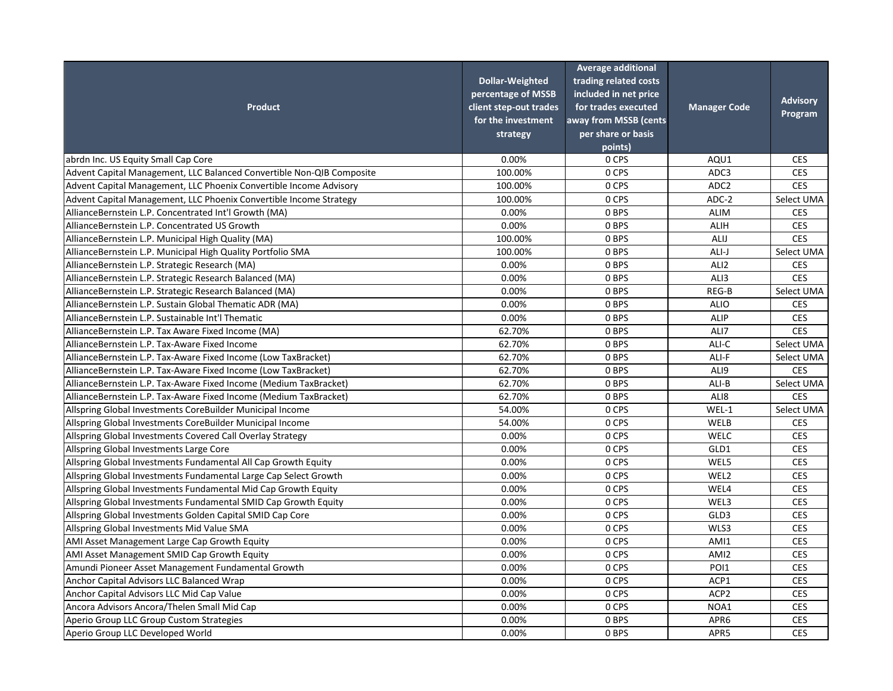| Product | Dollar-Weighted percentage of MSSB client step-out trades for the investment strategy | Average additional trading related costs included in net price for trades executed away from MSSB (cents per share or basis points) | Manager Code | Advisory Program |
|---|---|---|---|---|
| abrdn Inc. US Equity Small Cap Core | 0.00% | 0 CPS | AQU1 | CES |
| Advent Capital Management, LLC Balanced Convertible Non-QIB Composite | 100.00% | 0 CPS | ADC3 | CES |
| Advent Capital Management, LLC Phoenix Convertible Income Advisory | 100.00% | 0 CPS | ADC2 | CES |
| Advent Capital Management, LLC Phoenix Convertible Income Strategy | 100.00% | 0 CPS | ADC-2 | Select UMA |
| AllianceBernstein L.P. Concentrated Int'l Growth (MA) | 0.00% | 0 BPS | ALIM | CES |
| AllianceBernstein L.P. Concentrated US Growth | 0.00% | 0 BPS | ALIH | CES |
| AllianceBernstein L.P. Municipal High Quality (MA) | 100.00% | 0 BPS | ALIJ | CES |
| AllianceBernstein L.P. Municipal High Quality Portfolio SMA | 100.00% | 0 BPS | ALI-J | Select UMA |
| AllianceBernstein L.P. Strategic Research (MA) | 0.00% | 0 BPS | ALI2 | CES |
| AllianceBernstein L.P. Strategic Research Balanced (MA) | 0.00% | 0 BPS | ALI3 | CES |
| AllianceBernstein L.P. Strategic Research Balanced (MA) | 0.00% | 0 BPS | REG-B | Select UMA |
| AllianceBernstein L.P. Sustain Global Thematic ADR (MA) | 0.00% | 0 BPS | ALIO | CES |
| AllianceBernstein L.P. Sustainable Int'l Thematic | 0.00% | 0 BPS | ALIP | CES |
| AllianceBernstein L.P. Tax Aware Fixed Income (MA) | 62.70% | 0 BPS | ALI7 | CES |
| AllianceBernstein L.P. Tax-Aware Fixed Income | 62.70% | 0 BPS | ALI-C | Select UMA |
| AllianceBernstein L.P. Tax-Aware Fixed Income (Low TaxBracket) | 62.70% | 0 BPS | ALI-F | Select UMA |
| AllianceBernstein L.P. Tax-Aware Fixed Income (Low TaxBracket) | 62.70% | 0 BPS | ALI9 | CES |
| AllianceBernstein L.P. Tax-Aware Fixed Income (Medium TaxBracket) | 62.70% | 0 BPS | ALI-B | Select UMA |
| AllianceBernstein L.P. Tax-Aware Fixed Income (Medium TaxBracket) | 62.70% | 0 BPS | ALI8 | CES |
| Allspring Global Investments CoreBuilder Municipal Income | 54.00% | 0 CPS | WEL-1 | Select UMA |
| Allspring Global Investments CoreBuilder Municipal Income | 54.00% | 0 CPS | WELB | CES |
| Allspring Global Investments Covered Call Overlay Strategy | 0.00% | 0 CPS | WELC | CES |
| Allspring Global Investments Large Core | 0.00% | 0 CPS | GLD1 | CES |
| Allspring Global Investments Fundamental All Cap Growth Equity | 0.00% | 0 CPS | WEL5 | CES |
| Allspring Global Investments Fundamental Large Cap Select Growth | 0.00% | 0 CPS | WEL2 | CES |
| Allspring Global Investments Fundamental Mid Cap Growth Equity | 0.00% | 0 CPS | WEL4 | CES |
| Allspring Global Investments Fundamental SMID Cap Growth Equity | 0.00% | 0 CPS | WEL3 | CES |
| Allspring Global Investments Golden Capital SMID Cap Core | 0.00% | 0 CPS | GLD3 | CES |
| Allspring Global Investments Mid Value SMA | 0.00% | 0 CPS | WLS3 | CES |
| AMI Asset Management Large Cap Growth Equity | 0.00% | 0 CPS | AMI1 | CES |
| AMI Asset Management SMID Cap Growth Equity | 0.00% | 0 CPS | AMI2 | CES |
| Amundi Pioneer Asset Management Fundamental Growth | 0.00% | 0 CPS | POI1 | CES |
| Anchor Capital Advisors LLC Balanced Wrap | 0.00% | 0 CPS | ACP1 | CES |
| Anchor Capital Advisors LLC Mid Cap Value | 0.00% | 0 CPS | ACP2 | CES |
| Ancora Advisors Ancora/Thelen Small Mid Cap | 0.00% | 0 CPS | NOA1 | CES |
| Aperio Group LLC Group Custom Strategies | 0.00% | 0 BPS | APR6 | CES |
| Aperio Group LLC Developed World | 0.00% | 0 BPS | APR5 | CES |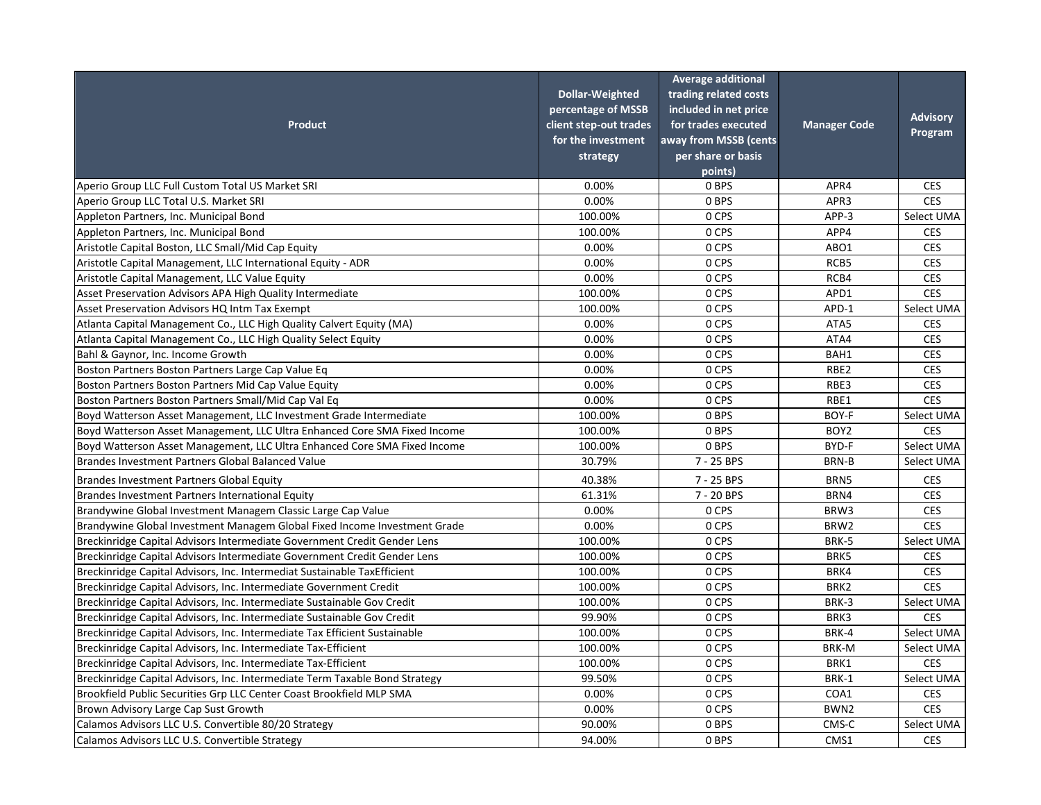| Product | Dollar-Weighted percentage of MSSB client step-out trades for the investment strategy | Average additional trading related costs included in net price for trades executed away from MSSB (cents per share or basis points) | Manager Code | Advisory Program |
|---|---|---|---|---|
| Aperio Group LLC Full Custom Total US Market SRI | 0.00% | 0 BPS | APR4 | CES |
| Aperio Group LLC Total U.S. Market SRI | 0.00% | 0 BPS | APR3 | CES |
| Appleton Partners, Inc. Municipal Bond | 100.00% | 0 CPS | APP-3 | Select UMA |
| Appleton Partners, Inc. Municipal Bond | 100.00% | 0 CPS | APP4 | CES |
| Aristotle Capital Boston, LLC Small/Mid Cap Equity | 0.00% | 0 CPS | ABO1 | CES |
| Aristotle Capital Management, LLC International Equity - ADR | 0.00% | 0 CPS | RCB5 | CES |
| Aristotle Capital Management, LLC Value Equity | 0.00% | 0 CPS | RCB4 | CES |
| Asset Preservation Advisors APA High Quality Intermediate | 100.00% | 0 CPS | APD1 | CES |
| Asset Preservation Advisors HQ Intm Tax Exempt | 100.00% | 0 CPS | APD-1 | Select UMA |
| Atlanta Capital Management Co., LLC High Quality Calvert Equity (MA) | 0.00% | 0 CPS | ATA5 | CES |
| Atlanta Capital Management Co., LLC High Quality Select Equity | 0.00% | 0 CPS | ATA4 | CES |
| Bahl & Gaynor, Inc. Income Growth | 0.00% | 0 CPS | BAH1 | CES |
| Boston Partners Boston Partners Large Cap Value Eq | 0.00% | 0 CPS | RBE2 | CES |
| Boston Partners Boston Partners Mid Cap Value Equity | 0.00% | 0 CPS | RBE3 | CES |
| Boston Partners Boston Partners Small/Mid Cap Val Eq | 0.00% | 0 CPS | RBE1 | CES |
| Boyd Watterson Asset Management, LLC Investment Grade Intermediate | 100.00% | 0 BPS | BOY-F | Select UMA |
| Boyd Watterson Asset Management, LLC Ultra Enhanced Core SMA Fixed Income | 100.00% | 0 BPS | BOY2 | CES |
| Boyd Watterson Asset Management, LLC Ultra Enhanced Core SMA Fixed Income | 100.00% | 0 BPS | BYD-F | Select UMA |
| Brandes Investment Partners Global Balanced Value | 30.79% | 7 - 25 BPS | BRN-B | Select UMA |
| Brandes Investment Partners Global Equity | 40.38% | 7 - 25 BPS | BRN5 | CES |
| Brandes Investment Partners International Equity | 61.31% | 7 - 20 BPS | BRN4 | CES |
| Brandywine Global Investment Managem Classic Large Cap Value | 0.00% | 0 CPS | BRW3 | CES |
| Brandywine Global Investment Managem Global Fixed Income Investment Grade | 0.00% | 0 CPS | BRW2 | CES |
| Breckinridge Capital Advisors Intermediate Government Credit Gender Lens | 100.00% | 0 CPS | BRK-5 | Select UMA |
| Breckinridge Capital Advisors Intermediate Government Credit Gender Lens | 100.00% | 0 CPS | BRK5 | CES |
| Breckinridge Capital Advisors, Inc. Intermediat Sustainable TaxEfficient | 100.00% | 0 CPS | BRK4 | CES |
| Breckinridge Capital Advisors, Inc. Intermediate Government Credit | 100.00% | 0 CPS | BRK2 | CES |
| Breckinridge Capital Advisors, Inc. Intermediate Sustainable Gov Credit | 100.00% | 0 CPS | BRK-3 | Select UMA |
| Breckinridge Capital Advisors, Inc. Intermediate Sustainable Gov Credit | 99.90% | 0 CPS | BRK3 | CES |
| Breckinridge Capital Advisors, Inc. Intermediate Tax Efficient Sustainable | 100.00% | 0 CPS | BRK-4 | Select UMA |
| Breckinridge Capital Advisors, Inc. Intermediate Tax-Efficient | 100.00% | 0 CPS | BRK-M | Select UMA |
| Breckinridge Capital Advisors, Inc. Intermediate Tax-Efficient | 100.00% | 0 CPS | BRK1 | CES |
| Breckinridge Capital Advisors, Inc. Intermediate Term Taxable Bond Strategy | 99.50% | 0 CPS | BRK-1 | Select UMA |
| Brookfield Public Securities Grp LLC Center Coast Brookfield MLP SMA | 0.00% | 0 CPS | COA1 | CES |
| Brown Advisory Large Cap Sust Growth | 0.00% | 0 CPS | BWN2 | CES |
| Calamos Advisors LLC U.S. Convertible 80/20 Strategy | 90.00% | 0 BPS | CMS-C | Select UMA |
| Calamos Advisors LLC U.S. Convertible Strategy | 94.00% | 0 BPS | CMS1 | CES |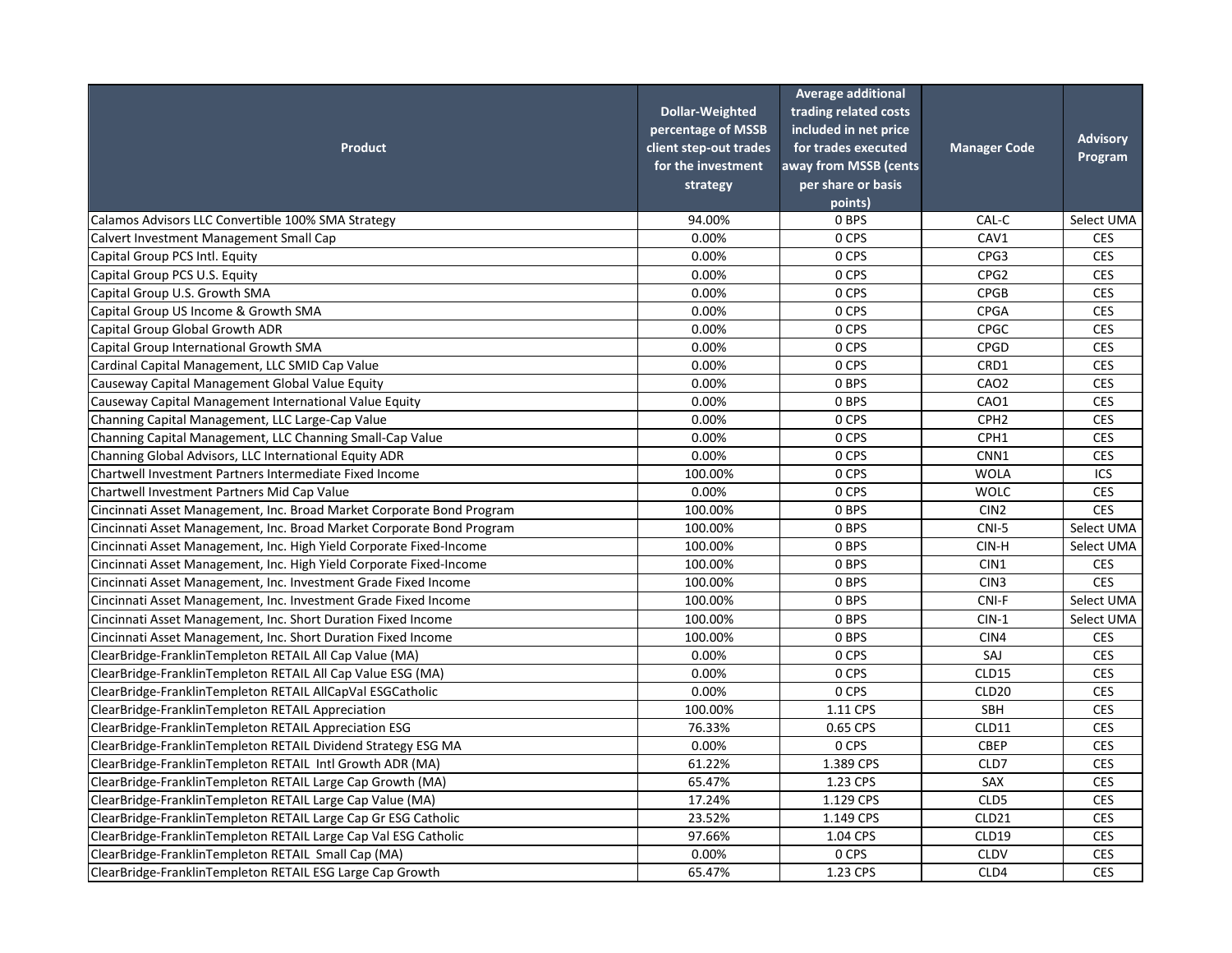| Product | Dollar-Weighted percentage of MSSB client step-out trades for the investment strategy | Average additional trading related costs included in net price for trades executed away from MSSB (cents per share or basis points) | Manager Code | Advisory Program |
|---|---|---|---|---|
| Calamos Advisors LLC Convertible 100% SMA Strategy | 94.00% | 0 BPS | CAL-C | Select UMA |
| Calvert Investment Management Small Cap | 0.00% | 0 CPS | CAV1 | CES |
| Capital Group PCS Intl. Equity | 0.00% | 0 CPS | CPG3 | CES |
| Capital Group PCS U.S. Equity | 0.00% | 0 CPS | CPG2 | CES |
| Capital Group U.S. Growth SMA | 0.00% | 0 CPS | CPGB | CES |
| Capital Group US Income & Growth SMA | 0.00% | 0 CPS | CPGA | CES |
| Capital Group Global Growth ADR | 0.00% | 0 CPS | CPGC | CES |
| Capital Group International Growth SMA | 0.00% | 0 CPS | CPGD | CES |
| Cardinal Capital Management, LLC SMID Cap Value | 0.00% | 0 CPS | CRD1 | CES |
| Causeway Capital Management Global Value Equity | 0.00% | 0 BPS | CAO2 | CES |
| Causeway Capital Management International Value Equity | 0.00% | 0 BPS | CAO1 | CES |
| Channing Capital Management, LLC Large-Cap Value | 0.00% | 0 CPS | CPH2 | CES |
| Channing Capital Management, LLC Channing Small-Cap Value | 0.00% | 0 CPS | CPH1 | CES |
| Channing Global Advisors, LLC International Equity ADR | 0.00% | 0 CPS | CNN1 | CES |
| Chartwell Investment Partners Intermediate Fixed Income | 100.00% | 0 CPS | WOLA | ICS |
| Chartwell Investment Partners Mid Cap Value | 0.00% | 0 CPS | WOLC | CES |
| Cincinnati Asset Management, Inc. Broad Market Corporate Bond Program | 100.00% | 0 BPS | CIN2 | CES |
| Cincinnati Asset Management, Inc. Broad Market Corporate Bond Program | 100.00% | 0 BPS | CNI-5 | Select UMA |
| Cincinnati Asset Management, Inc. High Yield Corporate Fixed-Income | 100.00% | 0 BPS | CIN-H | Select UMA |
| Cincinnati Asset Management, Inc. High Yield Corporate Fixed-Income | 100.00% | 0 BPS | CIN1 | CES |
| Cincinnati Asset Management, Inc. Investment Grade Fixed Income | 100.00% | 0 BPS | CIN3 | CES |
| Cincinnati Asset Management, Inc. Investment Grade Fixed Income | 100.00% | 0 BPS | CNI-F | Select UMA |
| Cincinnati Asset Management, Inc. Short Duration Fixed Income | 100.00% | 0 BPS | CIN-1 | Select UMA |
| Cincinnati Asset Management, Inc. Short Duration Fixed Income | 100.00% | 0 BPS | CIN4 | CES |
| ClearBridge-FranklinTempleton RETAIL All Cap Value (MA) | 0.00% | 0 CPS | SAJ | CES |
| ClearBridge-FranklinTempleton RETAIL All Cap Value ESG (MA) | 0.00% | 0 CPS | CLD15 | CES |
| ClearBridge-FranklinTempleton RETAIL AllCapVal ESGCatholic | 0.00% | 0 CPS | CLD20 | CES |
| ClearBridge-FranklinTempleton RETAIL Appreciation | 100.00% | 1.11 CPS | SBH | CES |
| ClearBridge-FranklinTempleton RETAIL Appreciation ESG | 76.33% | 0.65 CPS | CLD11 | CES |
| ClearBridge-FranklinTempleton RETAIL Dividend Strategy ESG MA | 0.00% | 0 CPS | CBEP | CES |
| ClearBridge-FranklinTempleton RETAIL Intl Growth ADR (MA) | 61.22% | 1.389 CPS | CLD7 | CES |
| ClearBridge-FranklinTempleton RETAIL Large Cap Growth (MA) | 65.47% | 1.23 CPS | SAX | CES |
| ClearBridge-FranklinTempleton RETAIL Large Cap Value (MA) | 17.24% | 1.129 CPS | CLD5 | CES |
| ClearBridge-FranklinTempleton RETAIL Large Cap Gr ESG Catholic | 23.52% | 1.149 CPS | CLD21 | CES |
| ClearBridge-FranklinTempleton RETAIL Large Cap Val ESG Catholic | 97.66% | 1.04 CPS | CLD19 | CES |
| ClearBridge-FranklinTempleton RETAIL Small Cap (MA) | 0.00% | 0 CPS | CLDV | CES |
| ClearBridge-FranklinTempleton RETAIL ESG Large Cap Growth | 65.47% | 1.23 CPS | CLD4 | CES |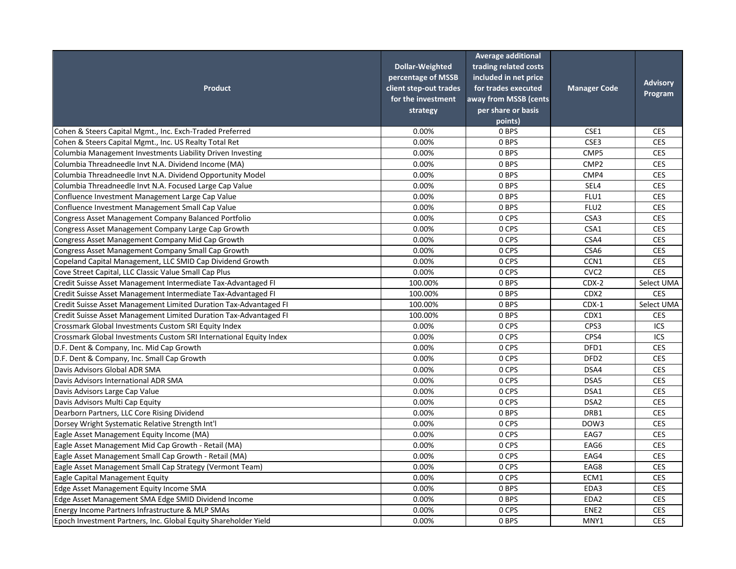| Product | Dollar-Weighted percentage of MSSB client step-out trades for the investment strategy | Average additional trading related costs included in net price for trades executed away from MSSB (cents per share or basis points) | Manager Code | Advisory Program |
|---|---|---|---|---|
| Cohen & Steers Capital Mgmt., Inc. Exch-Traded Preferred | 0.00% | 0 BPS | CSE1 | CES |
| Cohen & Steers Capital Mgmt., Inc. US Realty Total Ret | 0.00% | 0 BPS | CSE3 | CES |
| Columbia Management Investments Liability Driven Investing | 0.00% | 0 BPS | CMP5 | CES |
| Columbia Threadneedle Invt N.A. Dividend Income (MA) | 0.00% | 0 BPS | CMP2 | CES |
| Columbia Threadneedle Invt N.A. Dividend Opportunity Model | 0.00% | 0 BPS | CMP4 | CES |
| Columbia Threadneedle Invt N.A. Focused Large Cap Value | 0.00% | 0 BPS | SEL4 | CES |
| Confluence Investment Management Large Cap Value | 0.00% | 0 BPS | FLU1 | CES |
| Confluence Investment Management Small Cap Value | 0.00% | 0 BPS | FLU2 | CES |
| Congress Asset Management Company Balanced Portfolio | 0.00% | 0 CPS | CSA3 | CES |
| Congress Asset Management Company Large Cap Growth | 0.00% | 0 CPS | CSA1 | CES |
| Congress Asset Management Company Mid Cap Growth | 0.00% | 0 CPS | CSA4 | CES |
| Congress Asset Management Company Small Cap Growth | 0.00% | 0 CPS | CSA6 | CES |
| Copeland Capital Management, LLC SMID Cap Dividend Growth | 0.00% | 0 CPS | CCN1 | CES |
| Cove Street Capital, LLC Classic Value Small Cap Plus | 0.00% | 0 CPS | CVC2 | CES |
| Credit Suisse Asset Management Intermediate Tax-Advantaged FI | 100.00% | 0 BPS | CDX-2 | Select UMA |
| Credit Suisse Asset Management Intermediate Tax-Advantaged FI | 100.00% | 0 BPS | CDX2 | CES |
| Credit Suisse Asset Management Limited Duration Tax-Advantaged FI | 100.00% | 0 BPS | CDX-1 | Select UMA |
| Credit Suisse Asset Management Limited Duration Tax-Advantaged FI | 100.00% | 0 BPS | CDX1 | CES |
| Crossmark Global Investments Custom SRI Equity Index | 0.00% | 0 CPS | CPS3 | ICS |
| Crossmark Global Investments Custom SRI International Equity Index | 0.00% | 0 CPS | CPS4 | ICS |
| D.F. Dent & Company, Inc. Mid Cap Growth | 0.00% | 0 CPS | DFD1 | CES |
| D.F. Dent & Company, Inc. Small Cap Growth | 0.00% | 0 CPS | DFD2 | CES |
| Davis Advisors Global ADR SMA | 0.00% | 0 CPS | DSA4 | CES |
| Davis Advisors International ADR SMA | 0.00% | 0 CPS | DSA5 | CES |
| Davis Advisors Large Cap Value | 0.00% | 0 CPS | DSA1 | CES |
| Davis Advisors Multi Cap Equity | 0.00% | 0 CPS | DSA2 | CES |
| Dearborn Partners, LLC Core Rising Dividend | 0.00% | 0 BPS | DRB1 | CES |
| Dorsey Wright Systematic Relative Strength Int'l | 0.00% | 0 CPS | DOW3 | CES |
| Eagle Asset Management Equity Income (MA) | 0.00% | 0 CPS | EAG7 | CES |
| Eagle Asset Management Mid Cap Growth - Retail (MA) | 0.00% | 0 CPS | EAG6 | CES |
| Eagle Asset Management Small Cap Growth - Retail (MA) | 0.00% | 0 CPS | EAG4 | CES |
| Eagle Asset Management Small Cap Strategy (Vermont Team) | 0.00% | 0 CPS | EAG8 | CES |
| Eagle Capital Management Equity | 0.00% | 0 CPS | ECM1 | CES |
| Edge Asset Management Equity Income SMA | 0.00% | 0 BPS | EDA3 | CES |
| Edge Asset Management SMA Edge SMID Dividend Income | 0.00% | 0 BPS | EDA2 | CES |
| Energy Income Partners Infrastructure & MLP SMAs | 0.00% | 0 CPS | ENE2 | CES |
| Epoch Investment Partners, Inc. Global Equity Shareholder Yield | 0.00% | 0 BPS | MNY1 | CES |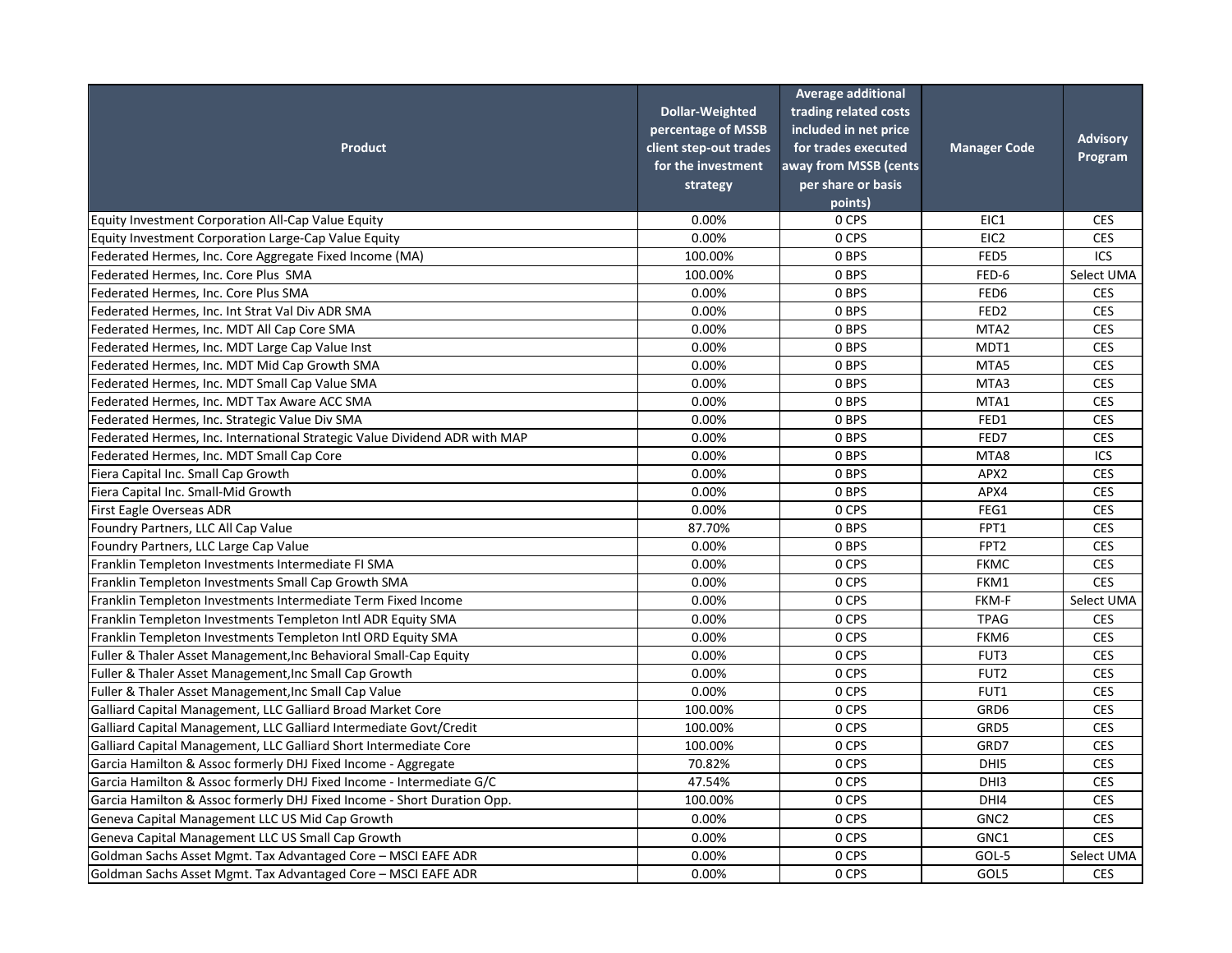| Product | Dollar-Weighted percentage of MSSB client step-out trades for the investment strategy | Average additional trading related costs included in net price for trades executed away from MSSB (cents per share or basis points) | Manager Code | Advisory Program |
|---|---|---|---|---|
| Equity Investment Corporation All-Cap Value Equity | 0.00% | 0 CPS | EIC1 | CES |
| Equity Investment Corporation Large-Cap Value Equity | 0.00% | 0 CPS | EIC2 | CES |
| Federated Hermes, Inc. Core Aggregate Fixed Income (MA) | 100.00% | 0 BPS | FED5 | ICS |
| Federated Hermes, Inc. Core Plus  SMA | 100.00% | 0 BPS | FED-6 | Select UMA |
| Federated Hermes, Inc. Core Plus SMA | 0.00% | 0 BPS | FED6 | CES |
| Federated Hermes, Inc. Int Strat Val Div ADR SMA | 0.00% | 0 BPS | FED2 | CES |
| Federated Hermes, Inc. MDT All Cap Core SMA | 0.00% | 0 BPS | MTA2 | CES |
| Federated Hermes, Inc. MDT Large Cap Value Inst | 0.00% | 0 BPS | MDT1 | CES |
| Federated Hermes, Inc. MDT Mid Cap Growth SMA | 0.00% | 0 BPS | MTA5 | CES |
| Federated Hermes, Inc. MDT Small Cap Value SMA | 0.00% | 0 BPS | MTA3 | CES |
| Federated Hermes, Inc. MDT Tax Aware ACC SMA | 0.00% | 0 BPS | MTA1 | CES |
| Federated Hermes, Inc. Strategic Value Div SMA | 0.00% | 0 BPS | FED1 | CES |
| Federated Hermes, Inc. International Strategic Value Dividend ADR with MAP | 0.00% | 0 BPS | FED7 | CES |
| Federated Hermes, Inc. MDT Small Cap Core | 0.00% | 0 BPS | MTA8 | ICS |
| Fiera Capital Inc. Small Cap Growth | 0.00% | 0 BPS | APX2 | CES |
| Fiera Capital Inc. Small-Mid Growth | 0.00% | 0 BPS | APX4 | CES |
| First Eagle Overseas ADR | 0.00% | 0 CPS | FEG1 | CES |
| Foundry Partners, LLC All Cap Value | 87.70% | 0 BPS | FPT1 | CES |
| Foundry Partners, LLC Large Cap Value | 0.00% | 0 BPS | FPT2 | CES |
| Franklin Templeton Investments Intermediate FI SMA | 0.00% | 0 CPS | FKMC | CES |
| Franklin Templeton Investments Small Cap Growth SMA | 0.00% | 0 CPS | FKM1 | CES |
| Franklin Templeton Investments Intermediate Term Fixed Income | 0.00% | 0 CPS | FKM-F | Select UMA |
| Franklin Templeton Investments Templeton Intl ADR Equity SMA | 0.00% | 0 CPS | TPAG | CES |
| Franklin Templeton Investments Templeton Intl ORD Equity SMA | 0.00% | 0 CPS | FKM6 | CES |
| Fuller & Thaler Asset Management,Inc Behavioral Small-Cap Equity | 0.00% | 0 CPS | FUT3 | CES |
| Fuller & Thaler Asset Management,Inc Small Cap Growth | 0.00% | 0 CPS | FUT2 | CES |
| Fuller & Thaler Asset Management,Inc Small Cap Value | 0.00% | 0 CPS | FUT1 | CES |
| Galliard Capital Management, LLC Galliard Broad Market Core | 100.00% | 0 CPS | GRD6 | CES |
| Galliard Capital Management, LLC Galliard Intermediate Govt/Credit | 100.00% | 0 CPS | GRD5 | CES |
| Galliard Capital Management, LLC Galliard Short Intermediate Core | 100.00% | 0 CPS | GRD7 | CES |
| Garcia Hamilton & Assoc formerly DHJ Fixed Income - Aggregate | 70.82% | 0 CPS | DHI5 | CES |
| Garcia Hamilton & Assoc formerly DHJ Fixed Income - Intermediate G/C | 47.54% | 0 CPS | DHI3 | CES |
| Garcia Hamilton & Assoc formerly DHJ Fixed Income - Short Duration Opp. | 100.00% | 0 CPS | DHI4 | CES |
| Geneva Capital Management LLC US Mid Cap Growth | 0.00% | 0 CPS | GNC2 | CES |
| Geneva Capital Management LLC US Small Cap Growth | 0.00% | 0 CPS | GNC1 | CES |
| Goldman Sachs Asset Mgmt. Tax Advantaged Core – MSCI EAFE ADR | 0.00% | 0 CPS | GOL-5 | Select UMA |
| Goldman Sachs Asset Mgmt. Tax Advantaged Core – MSCI EAFE ADR | 0.00% | 0 CPS | GOL5 | CES |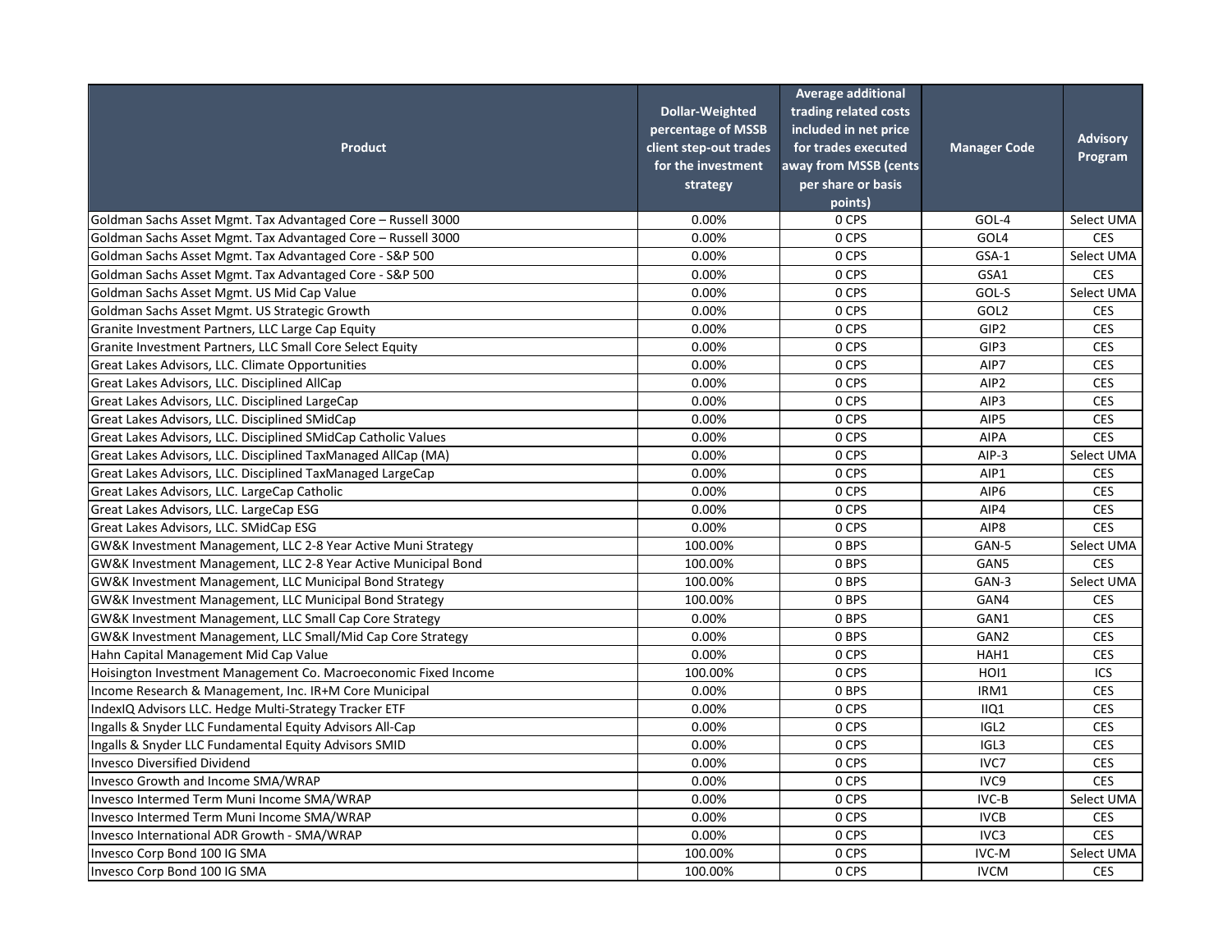| Product | Dollar-Weighted percentage of MSSB client step-out trades for the investment strategy | Average additional trading related costs included in net price for trades executed away from MSSB (cents per share or basis points) | Manager Code | Advisory Program |
|---|---|---|---|---|
| Goldman Sachs Asset Mgmt. Tax Advantaged Core – Russell 3000 | 0.00% | 0 CPS | GOL-4 | Select UMA |
| Goldman Sachs Asset Mgmt. Tax Advantaged Core – Russell 3000 | 0.00% | 0 CPS | GOL4 | CES |
| Goldman Sachs Asset Mgmt. Tax Advantaged Core - S&P 500 | 0.00% | 0 CPS | GSA-1 | Select UMA |
| Goldman Sachs Asset Mgmt. Tax Advantaged Core - S&P 500 | 0.00% | 0 CPS | GSA1 | CES |
| Goldman Sachs Asset Mgmt. US Mid Cap Value | 0.00% | 0 CPS | GOL-S | Select UMA |
| Goldman Sachs Asset Mgmt. US Strategic Growth | 0.00% | 0 CPS | GOL2 | CES |
| Granite Investment Partners, LLC Large Cap Equity | 0.00% | 0 CPS | GIP2 | CES |
| Granite Investment Partners, LLC Small Core Select Equity | 0.00% | 0 CPS | GIP3 | CES |
| Great Lakes Advisors, LLC. Climate Opportunities | 0.00% | 0 CPS | AIP7 | CES |
| Great Lakes Advisors, LLC. Disciplined AllCap | 0.00% | 0 CPS | AIP2 | CES |
| Great Lakes Advisors, LLC. Disciplined LargeCap | 0.00% | 0 CPS | AIP3 | CES |
| Great Lakes Advisors, LLC. Disciplined SMidCap | 0.00% | 0 CPS | AIP5 | CES |
| Great Lakes Advisors, LLC. Disciplined SMidCap Catholic Values | 0.00% | 0 CPS | AIPA | CES |
| Great Lakes Advisors, LLC. Disciplined TaxManaged AllCap (MA) | 0.00% | 0 CPS | AIP-3 | Select UMA |
| Great Lakes Advisors, LLC. Disciplined TaxManaged LargeCap | 0.00% | 0 CPS | AIP1 | CES |
| Great Lakes Advisors, LLC. LargeCap Catholic | 0.00% | 0 CPS | AIP6 | CES |
| Great Lakes Advisors, LLC. LargeCap ESG | 0.00% | 0 CPS | AIP4 | CES |
| Great Lakes Advisors, LLC. SMidCap ESG | 0.00% | 0 CPS | AIP8 | CES |
| GW&K Investment Management, LLC 2-8 Year Active Muni Strategy | 100.00% | 0 BPS | GAN-5 | Select UMA |
| GW&K Investment Management, LLC 2-8 Year Active Municipal Bond | 100.00% | 0 BPS | GAN5 | CES |
| GW&K Investment Management, LLC Municipal Bond Strategy | 100.00% | 0 BPS | GAN-3 | Select UMA |
| GW&K Investment Management, LLC Municipal Bond Strategy | 100.00% | 0 BPS | GAN4 | CES |
| GW&K Investment Management, LLC Small Cap Core Strategy | 0.00% | 0 BPS | GAN1 | CES |
| GW&K Investment Management, LLC Small/Mid Cap Core Strategy | 0.00% | 0 BPS | GAN2 | CES |
| Hahn Capital Management Mid Cap Value | 0.00% | 0 CPS | HAH1 | CES |
| Hoisington Investment Management Co. Macroeconomic Fixed Income | 100.00% | 0 CPS | HOI1 | ICS |
| Income Research & Management, Inc. IR+M Core Municipal | 0.00% | 0 BPS | IRM1 | CES |
| IndexIQ Advisors LLC. Hedge Multi-Strategy Tracker ETF | 0.00% | 0 CPS | IIQ1 | CES |
| Ingalls & Snyder LLC Fundamental Equity Advisors All-Cap | 0.00% | 0 CPS | IGL2 | CES |
| Ingalls & Snyder LLC Fundamental Equity Advisors SMID | 0.00% | 0 CPS | IGL3 | CES |
| Invesco Diversified Dividend | 0.00% | 0 CPS | IVC7 | CES |
| Invesco Growth and Income SMA/WRAP | 0.00% | 0 CPS | IVC9 | CES |
| Invesco Intermed Term Muni Income SMA/WRAP | 0.00% | 0 CPS | IVC-B | Select UMA |
| Invesco Intermed Term Muni Income SMA/WRAP | 0.00% | 0 CPS | IVCB | CES |
| Invesco International ADR Growth - SMA/WRAP | 0.00% | 0 CPS | IVC3 | CES |
| Invesco Corp Bond 100 IG SMA | 100.00% | 0 CPS | IVC-M | Select UMA |
| Invesco Corp Bond 100 IG SMA | 100.00% | 0 CPS | IVCM | CES |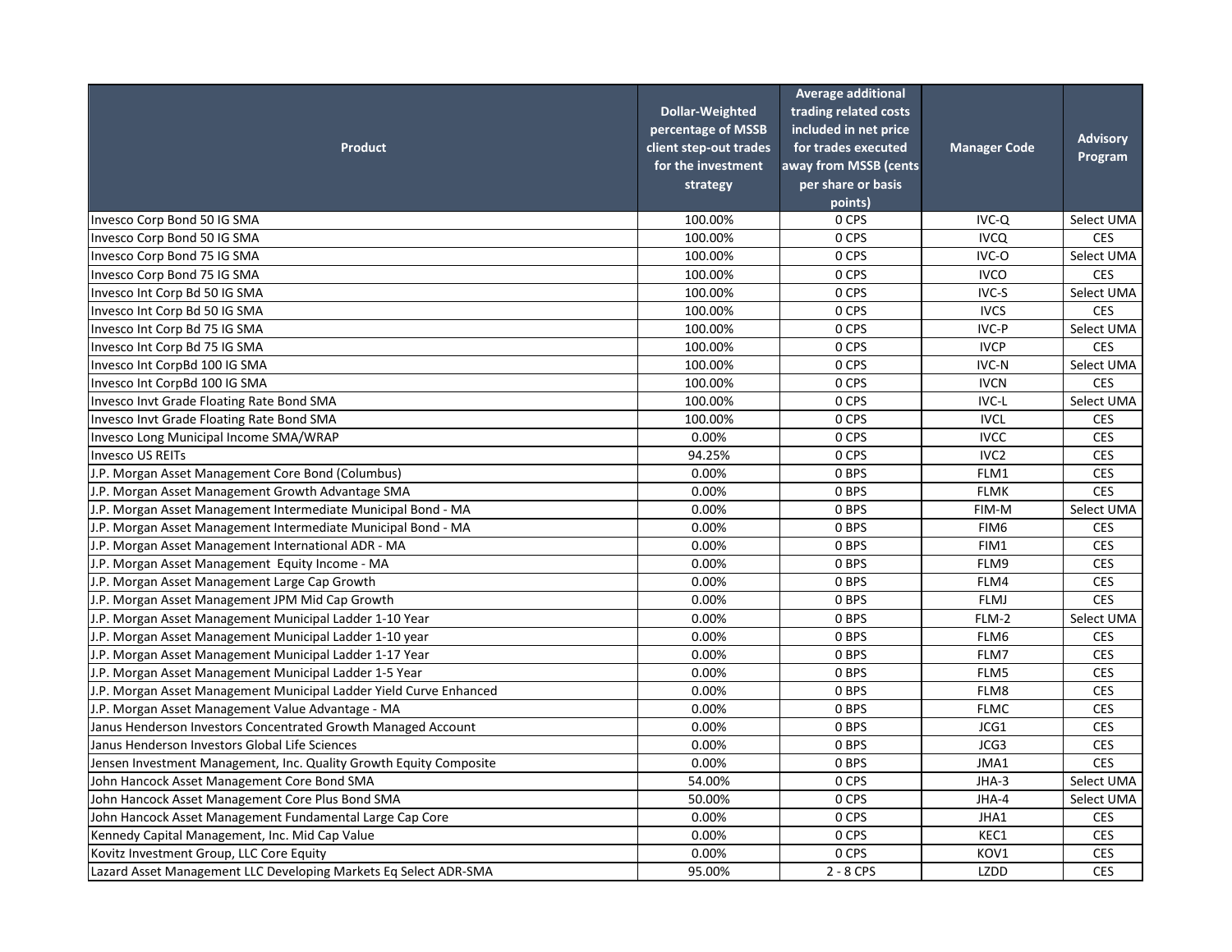| Product | Dollar-Weighted percentage of MSSB client step-out trades for the investment strategy | Average additional trading related costs included in net price for trades executed away from MSSB (cents per share or basis points) | Manager Code | Advisory Program |
|---|---|---|---|---|
| Invesco Corp Bond 50 IG SMA | 100.00% | 0 CPS | IVC-Q | Select UMA |
| Invesco Corp Bond 50 IG SMA | 100.00% | 0 CPS | IVCQ | CES |
| Invesco Corp Bond 75 IG SMA | 100.00% | 0 CPS | IVC-O | Select UMA |
| Invesco Corp Bond 75 IG SMA | 100.00% | 0 CPS | IVCO | CES |
| Invesco Int Corp Bd 50 IG SMA | 100.00% | 0 CPS | IVC-S | Select UMA |
| Invesco Int Corp Bd 50 IG SMA | 100.00% | 0 CPS | IVCS | CES |
| Invesco Int Corp Bd 75 IG SMA | 100.00% | 0 CPS | IVC-P | Select UMA |
| Invesco Int Corp Bd 75 IG SMA | 100.00% | 0 CPS | IVCP | CES |
| Invesco Int CorpBd 100 IG SMA | 100.00% | 0 CPS | IVC-N | Select UMA |
| Invesco Int CorpBd 100 IG SMA | 100.00% | 0 CPS | IVCN | CES |
| Invesco Invt Grade Floating Rate Bond SMA | 100.00% | 0 CPS | IVC-L | Select UMA |
| Invesco Invt Grade Floating Rate Bond SMA | 100.00% | 0 CPS | IVCL | CES |
| Invesco Long Municipal Income SMA/WRAP | 0.00% | 0 CPS | IVCC | CES |
| Invesco US REITs | 94.25% | 0 CPS | IVC2 | CES |
| J.P. Morgan Asset Management Core Bond (Columbus) | 0.00% | 0 BPS | FLM1 | CES |
| J.P. Morgan Asset Management Growth Advantage SMA | 0.00% | 0 BPS | FLMK | CES |
| J.P. Morgan Asset Management Intermediate Municipal Bond - MA | 0.00% | 0 BPS | FIM-M | Select UMA |
| J.P. Morgan Asset Management Intermediate Municipal Bond - MA | 0.00% | 0 BPS | FIM6 | CES |
| J.P. Morgan Asset Management International ADR - MA | 0.00% | 0 BPS | FIM1 | CES |
| J.P. Morgan Asset Management Equity Income - MA | 0.00% | 0 BPS | FLM9 | CES |
| J.P. Morgan Asset Management Large Cap Growth | 0.00% | 0 BPS | FLM4 | CES |
| J.P. Morgan Asset Management JPM Mid Cap Growth | 0.00% | 0 BPS | FLMJ | CES |
| J.P. Morgan Asset Management Municipal Ladder 1-10 Year | 0.00% | 0 BPS | FLM-2 | Select UMA |
| J.P. Morgan Asset Management Municipal Ladder 1-10 year | 0.00% | 0 BPS | FLM6 | CES |
| J.P. Morgan Asset Management Municipal Ladder 1-17 Year | 0.00% | 0 BPS | FLM7 | CES |
| J.P. Morgan Asset Management Municipal Ladder 1-5 Year | 0.00% | 0 BPS | FLM5 | CES |
| J.P. Morgan Asset Management Municipal Ladder Yield Curve Enhanced | 0.00% | 0 BPS | FLM8 | CES |
| J.P. Morgan Asset Management Value Advantage - MA | 0.00% | 0 BPS | FLMC | CES |
| Janus Henderson Investors Concentrated Growth Managed Account | 0.00% | 0 BPS | JCG1 | CES |
| Janus Henderson Investors Global Life Sciences | 0.00% | 0 BPS | JCG3 | CES |
| Jensen Investment Management, Inc. Quality Growth Equity Composite | 0.00% | 0 BPS | JMA1 | CES |
| John Hancock Asset Management Core Bond SMA | 54.00% | 0 CPS | JHA-3 | Select UMA |
| John Hancock Asset Management Core Plus Bond SMA | 50.00% | 0 CPS | JHA-4 | Select UMA |
| John Hancock Asset Management Fundamental Large Cap Core | 0.00% | 0 CPS | JHA1 | CES |
| Kennedy Capital Management, Inc. Mid Cap Value | 0.00% | 0 CPS | KEC1 | CES |
| Kovitz Investment Group, LLC Core Equity | 0.00% | 0 CPS | KOV1 | CES |
| Lazard Asset Management LLC Developing Markets Eq Select ADR-SMA | 95.00% | 2 - 8 CPS | LZDD | CES |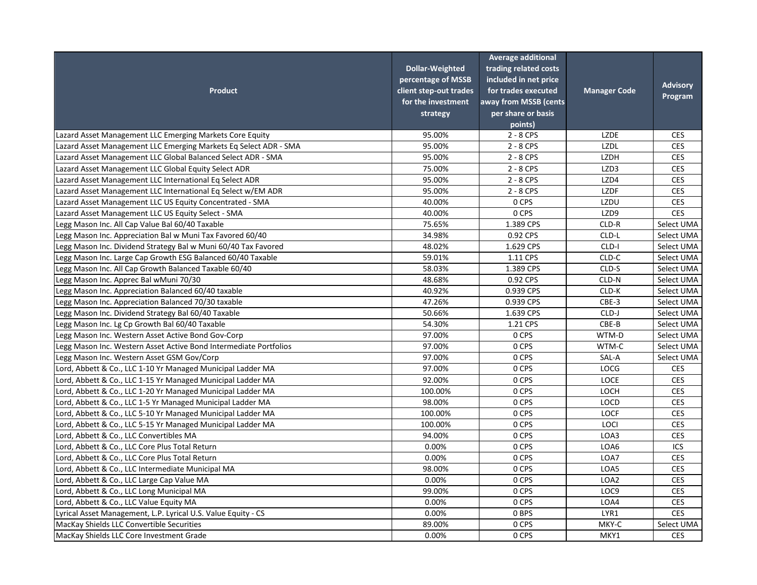| Product | Dollar-Weighted percentage of MSSB client step-out trades for the investment strategy | Average additional trading related costs included in net price for trades executed away from MSSB (cents per share or basis points) | Manager Code | Advisory Program |
|---|---|---|---|---|
| Lazard Asset Management LLC Emerging Markets Core Equity | 95.00% | 2 - 8 CPS | LZDE | CES |
| Lazard Asset Management LLC Emerging Markets Eq Select ADR - SMA | 95.00% | 2 - 8 CPS | LZDL | CES |
| Lazard Asset Management LLC Global Balanced Select ADR - SMA | 95.00% | 2 - 8 CPS | LZDH | CES |
| Lazard Asset Management LLC Global Equity Select ADR | 75.00% | 2 - 8 CPS | LZD3 | CES |
| Lazard Asset Management LLC International Eq Select ADR | 95.00% | 2 - 8 CPS | LZD4 | CES |
| Lazard Asset Management LLC International Eq Select w/EM ADR | 95.00% | 2 - 8 CPS | LZDF | CES |
| Lazard Asset Management LLC US Equity Concentrated - SMA | 40.00% | 0 CPS | LZDU | CES |
| Lazard Asset Management LLC US Equity Select - SMA | 40.00% | 0 CPS | LZD9 | CES |
| Legg Mason Inc. All Cap Value Bal 60/40 Taxable | 75.65% | 1.389 CPS | CLD-R | Select UMA |
| Legg Mason Inc. Appreciation Bal w Muni Tax Favored 60/40 | 34.98% | 0.92 CPS | CLD-L | Select UMA |
| Legg Mason Inc. Dividend Strategy Bal w Muni 60/40 Tax Favored | 48.02% | 1.629 CPS | CLD-I | Select UMA |
| Legg Mason Inc. Large Cap Growth ESG Balanced 60/40 Taxable | 59.01% | 1.11 CPS | CLD-C | Select UMA |
| Legg Mason Inc. All Cap Growth Balanced Taxable 60/40 | 58.03% | 1.389 CPS | CLD-S | Select UMA |
| Legg Mason Inc. Apprec Bal wMuni 70/30 | 48.68% | 0.92 CPS | CLD-N | Select UMA |
| Legg Mason Inc. Appreciation Balanced 60/40 taxable | 40.92% | 0.939 CPS | CLD-K | Select UMA |
| Legg Mason Inc. Appreciation Balanced 70/30 taxable | 47.26% | 0.939 CPS | CBE-3 | Select UMA |
| Legg Mason Inc. Dividend Strategy Bal 60/40 Taxable | 50.66% | 1.639 CPS | CLD-J | Select UMA |
| Legg Mason Inc. Lg Cp Growth Bal 60/40 Taxable | 54.30% | 1.21 CPS | CBE-B | Select UMA |
| Legg Mason Inc. Western Asset Active Bond Gov-Corp | 97.00% | 0 CPS | WTM-D | Select UMA |
| Legg Mason Inc. Western Asset Active Bond Intermediate Portfolios | 97.00% | 0 CPS | WTM-C | Select UMA |
| Legg Mason Inc. Western Asset GSM Gov/Corp | 97.00% | 0 CPS | SAL-A | Select UMA |
| Lord, Abbett & Co., LLC 1-10 Yr Managed Municipal Ladder MA | 97.00% | 0 CPS | LOCG | CES |
| Lord, Abbett & Co., LLC 1-15 Yr Managed Municipal Ladder MA | 92.00% | 0 CPS | LOCE | CES |
| Lord, Abbett & Co., LLC 1-20 Yr Managed Municipal Ladder MA | 100.00% | 0 CPS | LOCH | CES |
| Lord, Abbett & Co., LLC 1-5 Yr Managed Municipal Ladder MA | 98.00% | 0 CPS | LOCD | CES |
| Lord, Abbett & Co., LLC 5-10 Yr Managed Municipal Ladder MA | 100.00% | 0 CPS | LOCF | CES |
| Lord, Abbett & Co., LLC 5-15 Yr Managed Municipal Ladder MA | 100.00% | 0 CPS | LOCI | CES |
| Lord, Abbett & Co., LLC Convertibles MA | 94.00% | 0 CPS | LOA3 | CES |
| Lord, Abbett & Co., LLC Core Plus Total Return | 0.00% | 0 CPS | LOA6 | ICS |
| Lord, Abbett & Co., LLC Core Plus Total Return | 0.00% | 0 CPS | LOA7 | CES |
| Lord, Abbett & Co., LLC Intermediate Municipal MA | 98.00% | 0 CPS | LOA5 | CES |
| Lord, Abbett & Co., LLC Large Cap Value MA | 0.00% | 0 CPS | LOA2 | CES |
| Lord, Abbett & Co., LLC Long Municipal MA | 99.00% | 0 CPS | LOC9 | CES |
| Lord, Abbett & Co., LLC Value Equity MA | 0.00% | 0 CPS | LOA4 | CES |
| Lyrical Asset Management, L.P. Lyrical U.S. Value Equity - CS | 0.00% | 0 BPS | LYR1 | CES |
| MacKay Shields LLC Convertible Securities | 89.00% | 0 CPS | MKY-C | Select UMA |
| MacKay Shields LLC Core Investment Grade | 0.00% | 0 CPS | MKY1 | CES |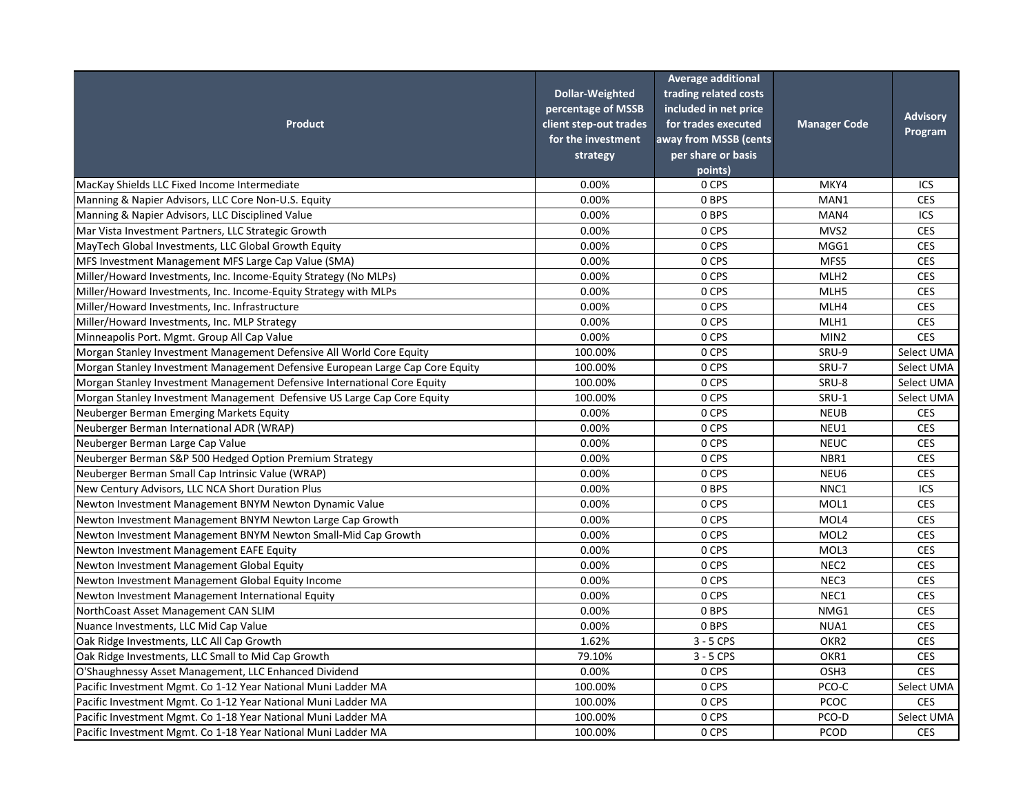| Product | Dollar-Weighted percentage of MSSB client step-out trades for the investment strategy | Average additional trading related costs included in net price for trades executed away from MSSB (cents per share or basis points) | Manager Code | Advisory Program |
|---|---|---|---|---|
| MacKay Shields LLC Fixed Income Intermediate | 0.00% | 0 CPS | MKY4 | ICS |
| Manning & Napier Advisors, LLC Core Non-U.S. Equity | 0.00% | 0 BPS | MAN1 | CES |
| Manning & Napier Advisors, LLC Disciplined Value | 0.00% | 0 BPS | MAN4 | ICS |
| Mar Vista Investment Partners, LLC Strategic Growth | 0.00% | 0 CPS | MVS2 | CES |
| MayTech Global Investments, LLC Global Growth Equity | 0.00% | 0 CPS | MGG1 | CES |
| MFS Investment Management MFS Large Cap Value (SMA) | 0.00% | 0 CPS | MFS5 | CES |
| Miller/Howard Investments, Inc. Income-Equity Strategy (No MLPs) | 0.00% | 0 CPS | MLH2 | CES |
| Miller/Howard Investments, Inc. Income-Equity Strategy with MLPs | 0.00% | 0 CPS | MLH5 | CES |
| Miller/Howard Investments, Inc. Infrastructure | 0.00% | 0 CPS | MLH4 | CES |
| Miller/Howard Investments, Inc. MLP Strategy | 0.00% | 0 CPS | MLH1 | CES |
| Minneapolis Port. Mgmt. Group All Cap Value | 0.00% | 0 CPS | MIN2 | CES |
| Morgan Stanley Investment Management Defensive All World Core Equity | 100.00% | 0 CPS | SRU-9 | Select UMA |
| Morgan Stanley Investment Management Defensive European Large Cap Core Equity | 100.00% | 0 CPS | SRU-7 | Select UMA |
| Morgan Stanley Investment Management Defensive International Core Equity | 100.00% | 0 CPS | SRU-8 | Select UMA |
| Morgan Stanley Investment Management Defensive US Large Cap Core Equity | 100.00% | 0 CPS | SRU-1 | Select UMA |
| Neuberger Berman Emerging Markets Equity | 0.00% | 0 CPS | NEUB | CES |
| Neuberger Berman International ADR (WRAP) | 0.00% | 0 CPS | NEU1 | CES |
| Neuberger Berman Large Cap Value | 0.00% | 0 CPS | NEUC | CES |
| Neuberger Berman S&P 500 Hedged Option Premium Strategy | 0.00% | 0 CPS | NBR1 | CES |
| Neuberger Berman Small Cap Intrinsic Value (WRAP) | 0.00% | 0 CPS | NEU6 | CES |
| New Century Advisors, LLC NCA Short Duration Plus | 0.00% | 0 BPS | NNC1 | ICS |
| Newton Investment Management BNYM Newton Dynamic Value | 0.00% | 0 CPS | MOL1 | CES |
| Newton Investment Management BNYM Newton Large Cap Growth | 0.00% | 0 CPS | MOL4 | CES |
| Newton Investment Management BNYM Newton Small-Mid Cap Growth | 0.00% | 0 CPS | MOL2 | CES |
| Newton Investment Management EAFE Equity | 0.00% | 0 CPS | MOL3 | CES |
| Newton Investment Management Global Equity | 0.00% | 0 CPS | NEC2 | CES |
| Newton Investment Management Global Equity Income | 0.00% | 0 CPS | NEC3 | CES |
| Newton Investment Management International Equity | 0.00% | 0 CPS | NEC1 | CES |
| NorthCoast Asset Management CAN SLIM | 0.00% | 0 BPS | NMG1 | CES |
| Nuance Investments, LLC Mid Cap Value | 0.00% | 0 BPS | NUA1 | CES |
| Oak Ridge Investments, LLC All Cap Growth | 1.62% | 3 - 5 CPS | OKR2 | CES |
| Oak Ridge Investments, LLC Small to Mid Cap Growth | 79.10% | 3 - 5 CPS | OKR1 | CES |
| O'Shaughnessy Asset Management, LLC Enhanced Dividend | 0.00% | 0 CPS | OSH3 | CES |
| Pacific Investment Mgmt. Co 1-12 Year National Muni Ladder MA | 100.00% | 0 CPS | PCO-C | Select UMA |
| Pacific Investment Mgmt. Co 1-12 Year National Muni Ladder MA | 100.00% | 0 CPS | PCOC | CES |
| Pacific Investment Mgmt. Co 1-18 Year National Muni Ladder MA | 100.00% | 0 CPS | PCO-D | Select UMA |
| Pacific Investment Mgmt. Co 1-18 Year National Muni Ladder MA | 100.00% | 0 CPS | PCOD | CES |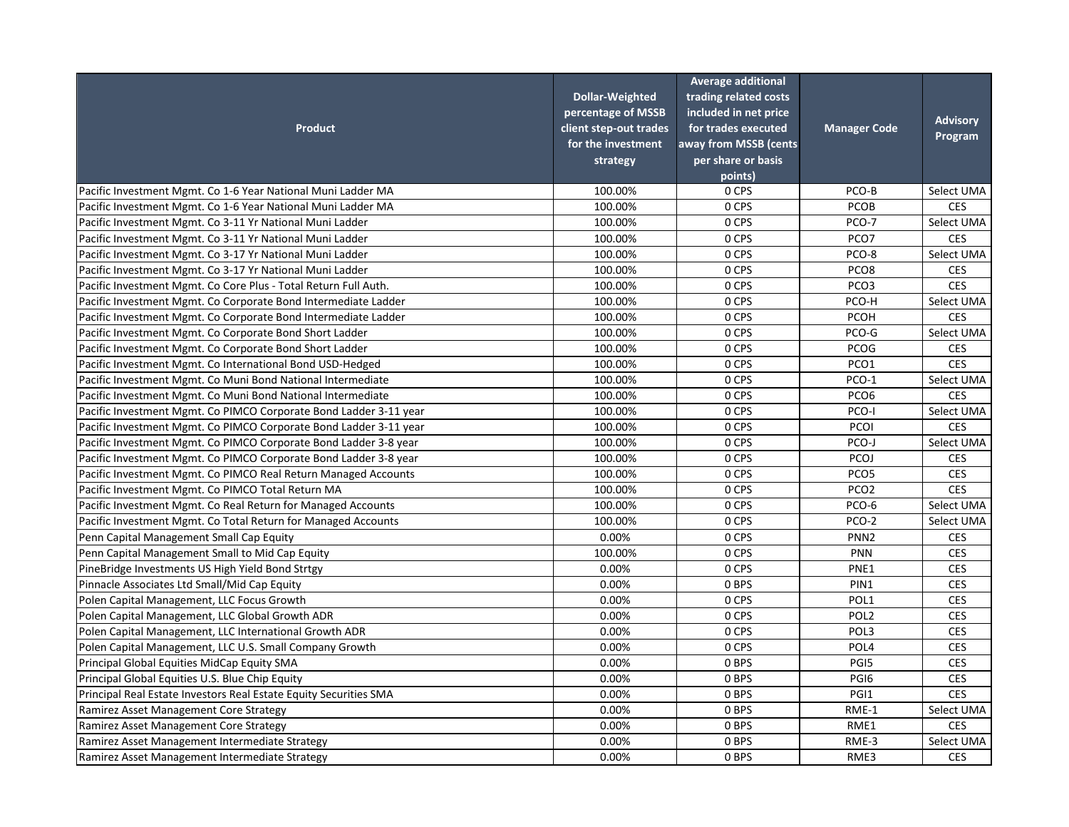| Product | Dollar-Weighted percentage of MSSB client step-out trades for the investment strategy | Average additional trading related costs included in net price for trades executed away from MSSB (cents per share or basis points) | Manager Code | Advisory Program |
|---|---|---|---|---|
| Pacific Investment Mgmt. Co 1-6 Year National Muni Ladder MA | 100.00% | 0 CPS | PCO-B | Select UMA |
| Pacific Investment Mgmt. Co 1-6 Year National Muni Ladder MA | 100.00% | 0 CPS | PCOB | CES |
| Pacific Investment Mgmt. Co 3-11 Yr National Muni Ladder | 100.00% | 0 CPS | PCO-7 | Select UMA |
| Pacific Investment Mgmt. Co 3-11 Yr National Muni Ladder | 100.00% | 0 CPS | PCO7 | CES |
| Pacific Investment Mgmt. Co 3-17 Yr National Muni Ladder | 100.00% | 0 CPS | PCO-8 | Select UMA |
| Pacific Investment Mgmt. Co 3-17 Yr National Muni Ladder | 100.00% | 0 CPS | PCO8 | CES |
| Pacific Investment Mgmt. Co Core Plus - Total Return Full Auth. | 100.00% | 0 CPS | PCO3 | CES |
| Pacific Investment Mgmt. Co Corporate Bond Intermediate Ladder | 100.00% | 0 CPS | PCO-H | Select UMA |
| Pacific Investment Mgmt. Co Corporate Bond Intermediate Ladder | 100.00% | 0 CPS | PCOH | CES |
| Pacific Investment Mgmt. Co Corporate Bond Short Ladder | 100.00% | 0 CPS | PCO-G | Select UMA |
| Pacific Investment Mgmt. Co Corporate Bond Short Ladder | 100.00% | 0 CPS | PCOG | CES |
| Pacific Investment Mgmt. Co International Bond USD-Hedged | 100.00% | 0 CPS | PCO1 | CES |
| Pacific Investment Mgmt. Co Muni Bond National Intermediate | 100.00% | 0 CPS | PCO-1 | Select UMA |
| Pacific Investment Mgmt. Co Muni Bond National Intermediate | 100.00% | 0 CPS | PCO6 | CES |
| Pacific Investment Mgmt. Co PIMCO Corporate Bond Ladder 3-11 year | 100.00% | 0 CPS | PCO-I | Select UMA |
| Pacific Investment Mgmt. Co PIMCO Corporate Bond Ladder 3-11 year | 100.00% | 0 CPS | PCOI | CES |
| Pacific Investment Mgmt. Co PIMCO Corporate Bond Ladder 3-8 year | 100.00% | 0 CPS | PCO-J | Select UMA |
| Pacific Investment Mgmt. Co PIMCO Corporate Bond Ladder 3-8 year | 100.00% | 0 CPS | PCOJ | CES |
| Pacific Investment Mgmt. Co PIMCO Real Return Managed Accounts | 100.00% | 0 CPS | PCO5 | CES |
| Pacific Investment Mgmt. Co PIMCO Total Return MA | 100.00% | 0 CPS | PCO2 | CES |
| Pacific Investment Mgmt. Co Real Return for Managed Accounts | 100.00% | 0 CPS | PCO-6 | Select UMA |
| Pacific Investment Mgmt. Co Total Return for Managed Accounts | 100.00% | 0 CPS | PCO-2 | Select UMA |
| Penn Capital Management Small Cap Equity | 0.00% | 0 CPS | PNN2 | CES |
| Penn Capital Management Small to Mid Cap Equity | 100.00% | 0 CPS | PNN | CES |
| PineBridge Investments US High Yield Bond Strtgy | 0.00% | 0 CPS | PNE1 | CES |
| Pinnacle Associates Ltd Small/Mid Cap Equity | 0.00% | 0 BPS | PIN1 | CES |
| Polen Capital Management, LLC Focus Growth | 0.00% | 0 CPS | POL1 | CES |
| Polen Capital Management, LLC Global Growth ADR | 0.00% | 0 CPS | POL2 | CES |
| Polen Capital Management, LLC International Growth ADR | 0.00% | 0 CPS | POL3 | CES |
| Polen Capital Management, LLC U.S. Small Company Growth | 0.00% | 0 CPS | POL4 | CES |
| Principal Global Equities MidCap Equity SMA | 0.00% | 0 BPS | PGI5 | CES |
| Principal Global Equities U.S. Blue Chip Equity | 0.00% | 0 BPS | PGI6 | CES |
| Principal Real Estate Investors Real Estate Equity Securities SMA | 0.00% | 0 BPS | PGI1 | CES |
| Ramirez Asset Management Core Strategy | 0.00% | 0 BPS | RME-1 | Select UMA |
| Ramirez Asset Management Core Strategy | 0.00% | 0 BPS | RME1 | CES |
| Ramirez Asset Management Intermediate Strategy | 0.00% | 0 BPS | RME-3 | Select UMA |
| Ramirez Asset Management Intermediate Strategy | 0.00% | 0 BPS | RME3 | CES |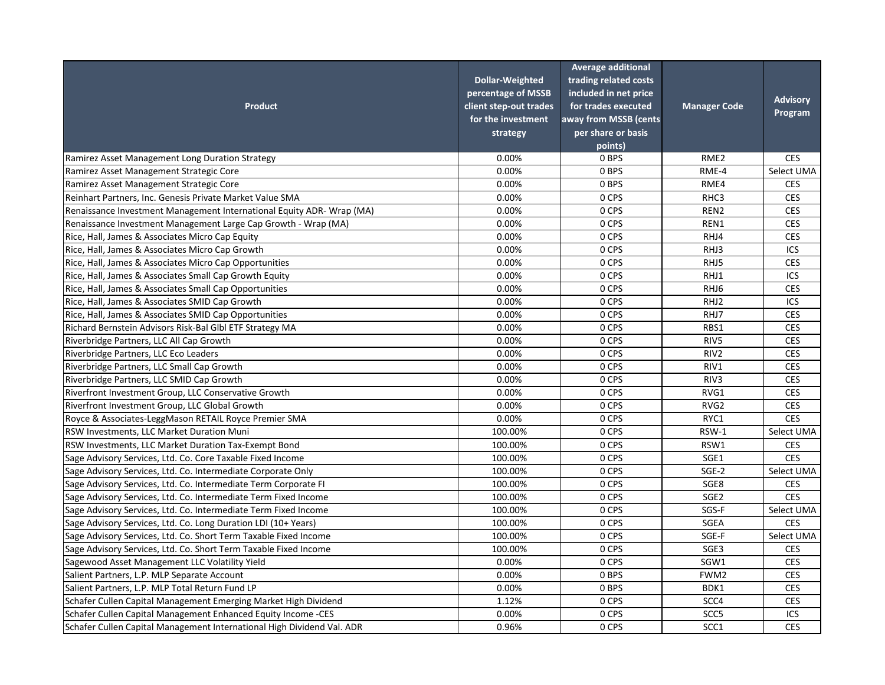| Product | Dollar-Weighted percentage of MSSB client step-out trades for the investment strategy | Average additional trading related costs included in net price for trades executed away from MSSB (cents per share or basis points) | Manager Code | Advisory Program |
|---|---|---|---|---|
| Ramirez Asset Management Long Duration Strategy | 0.00% | 0 BPS | RME2 | CES |
| Ramirez Asset Management Strategic Core | 0.00% | 0 BPS | RME-4 | Select UMA |
| Ramirez Asset Management Strategic Core | 0.00% | 0 BPS | RME4 | CES |
| Reinhart Partners, Inc. Genesis Private Market Value SMA | 0.00% | 0 CPS | RHC3 | CES |
| Renaissance Investment Management International Equity ADR- Wrap (MA) | 0.00% | 0 CPS | REN2 | CES |
| Renaissance Investment Management Large Cap Growth - Wrap (MA) | 0.00% | 0 CPS | REN1 | CES |
| Rice, Hall, James & Associates Micro Cap Equity | 0.00% | 0 CPS | RHJ4 | CES |
| Rice, Hall, James & Associates Micro Cap Growth | 0.00% | 0 CPS | RHJ3 | ICS |
| Rice, Hall, James & Associates Micro Cap Opportunities | 0.00% | 0 CPS | RHJ5 | CES |
| Rice, Hall, James & Associates Small Cap Growth Equity | 0.00% | 0 CPS | RHJ1 | ICS |
| Rice, Hall, James & Associates Small Cap Opportunities | 0.00% | 0 CPS | RHJ6 | CES |
| Rice, Hall, James & Associates SMID Cap Growth | 0.00% | 0 CPS | RHJ2 | ICS |
| Rice, Hall, James & Associates SMID Cap Opportunities | 0.00% | 0 CPS | RHJ7 | CES |
| Richard Bernstein Advisors Risk-Bal Glbl ETF Strategy MA | 0.00% | 0 CPS | RBS1 | CES |
| Riverbridge Partners, LLC All Cap Growth | 0.00% | 0 CPS | RIV5 | CES |
| Riverbridge Partners, LLC Eco Leaders | 0.00% | 0 CPS | RIV2 | CES |
| Riverbridge Partners, LLC Small Cap Growth | 0.00% | 0 CPS | RIV1 | CES |
| Riverbridge Partners, LLC SMID Cap Growth | 0.00% | 0 CPS | RIV3 | CES |
| Riverfront Investment Group, LLC Conservative Growth | 0.00% | 0 CPS | RVG1 | CES |
| Riverfront Investment Group, LLC Global Growth | 0.00% | 0 CPS | RVG2 | CES |
| Royce & Associates-LeggMason RETAIL Royce Premier SMA | 0.00% | 0 CPS | RYC1 | CES |
| RSW Investments, LLC Market Duration Muni | 100.00% | 0 CPS | RSW-1 | Select UMA |
| RSW Investments, LLC Market Duration Tax-Exempt Bond | 100.00% | 0 CPS | RSW1 | CES |
| Sage Advisory Services, Ltd. Co. Core Taxable Fixed Income | 100.00% | 0 CPS | SGE1 | CES |
| Sage Advisory Services, Ltd. Co. Intermediate Corporate Only | 100.00% | 0 CPS | SGE-2 | Select UMA |
| Sage Advisory Services, Ltd. Co. Intermediate Term Corporate FI | 100.00% | 0 CPS | SGE8 | CES |
| Sage Advisory Services, Ltd. Co. Intermediate Term Fixed Income | 100.00% | 0 CPS | SGE2 | CES |
| Sage Advisory Services, Ltd. Co. Intermediate Term Fixed Income | 100.00% | 0 CPS | SGS-F | Select UMA |
| Sage Advisory Services, Ltd. Co. Long Duration LDI (10+ Years) | 100.00% | 0 CPS | SGEA | CES |
| Sage Advisory Services, Ltd. Co. Short Term Taxable Fixed Income | 100.00% | 0 CPS | SGE-F | Select UMA |
| Sage Advisory Services, Ltd. Co. Short Term Taxable Fixed Income | 100.00% | 0 CPS | SGE3 | CES |
| Sagewood Asset Management LLC Volatility Yield | 0.00% | 0 CPS | SGW1 | CES |
| Salient Partners, L.P. MLP Separate Account | 0.00% | 0 BPS | FWM2 | CES |
| Salient Partners, L.P. MLP Total Return Fund LP | 0.00% | 0 BPS | BDK1 | CES |
| Schafer Cullen Capital Management Emerging Market High Dividend | 1.12% | 0 CPS | SCC4 | CES |
| Schafer Cullen Capital Management Enhanced Equity Income -CES | 0.00% | 0 CPS | SCC5 | ICS |
| Schafer Cullen Capital Management International High Dividend Val. ADR | 0.96% | 0 CPS | SCC1 | CES |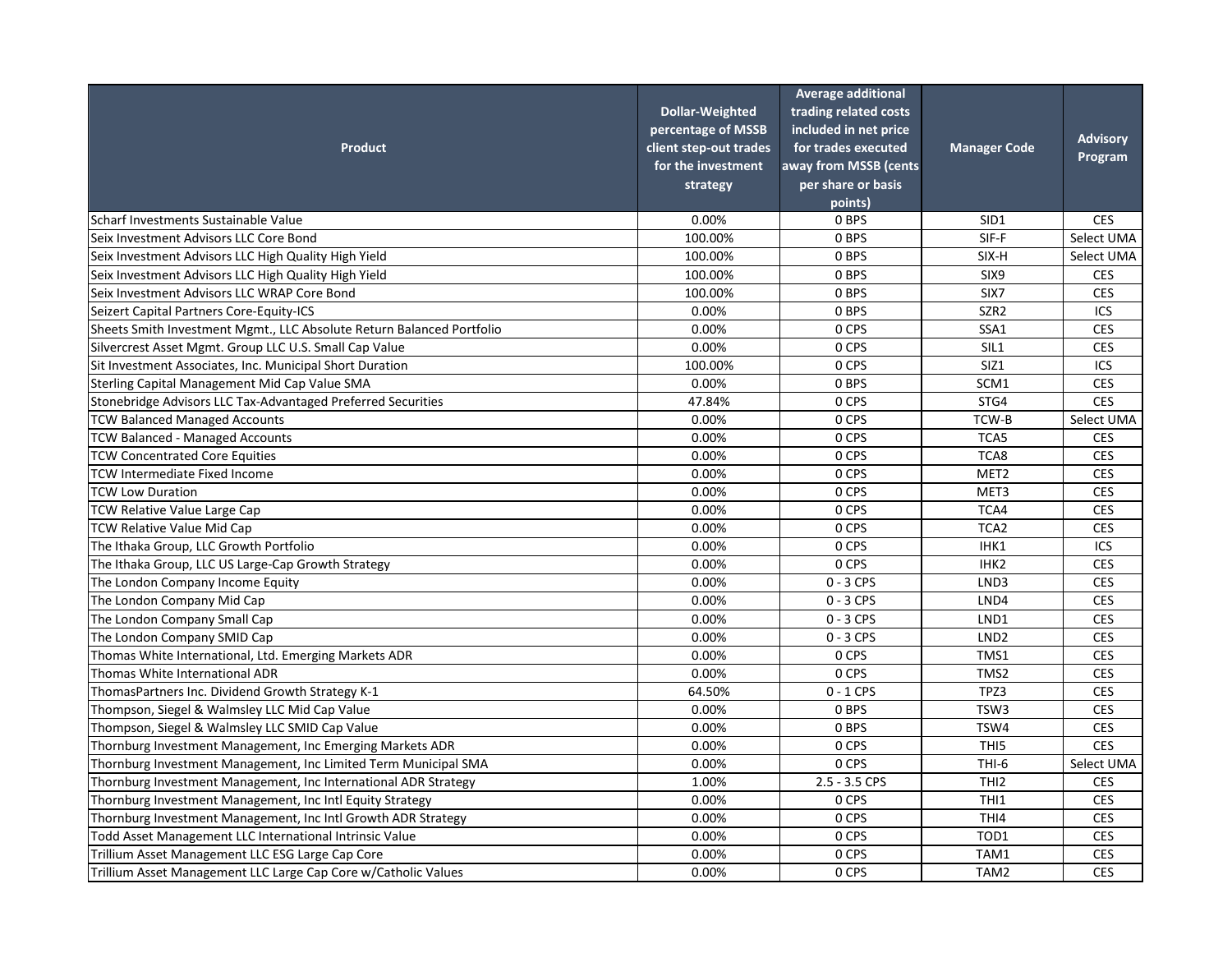| Product | Dollar-Weighted percentage of MSSB client step-out trades for the investment strategy | Average additional trading related costs included in net price for trades executed away from MSSB (cents per share or basis points) | Manager Code | Advisory Program |
|---|---|---|---|---|
| Scharf Investments Sustainable Value | 0.00% | 0 BPS | SID1 | CES |
| Seix Investment Advisors LLC Core Bond | 100.00% | 0 BPS | SIF-F | Select UMA |
| Seix Investment Advisors LLC High Quality High Yield | 100.00% | 0 BPS | SIX-H | Select UMA |
| Seix Investment Advisors LLC High Quality High Yield | 100.00% | 0 BPS | SIX9 | CES |
| Seix Investment Advisors LLC WRAP Core Bond | 100.00% | 0 BPS | SIX7 | CES |
| Seizert Capital Partners Core-Equity-ICS | 0.00% | 0 BPS | SZR2 | ICS |
| Sheets Smith Investment Mgmt., LLC Absolute Return Balanced Portfolio | 0.00% | 0 CPS | SSA1 | CES |
| Silvercrest Asset Mgmt. Group LLC U.S. Small Cap Value | 0.00% | 0 CPS | SIL1 | CES |
| Sit Investment Associates, Inc. Municipal Short Duration | 100.00% | 0 CPS | SIZ1 | ICS |
| Sterling Capital Management Mid Cap Value SMA | 0.00% | 0 BPS | SCM1 | CES |
| Stonebridge Advisors LLC Tax-Advantaged Preferred Securities | 47.84% | 0 CPS | STG4 | CES |
| TCW Balanced Managed Accounts | 0.00% | 0 CPS | TCW-B | Select UMA |
| TCW Balanced - Managed Accounts | 0.00% | 0 CPS | TCA5 | CES |
| TCW Concentrated Core Equities | 0.00% | 0 CPS | TCA8 | CES |
| TCW Intermediate Fixed Income | 0.00% | 0 CPS | MET2 | CES |
| TCW Low Duration | 0.00% | 0 CPS | MET3 | CES |
| TCW Relative Value Large Cap | 0.00% | 0 CPS | TCA4 | CES |
| TCW Relative Value Mid Cap | 0.00% | 0 CPS | TCA2 | CES |
| The Ithaka Group, LLC Growth Portfolio | 0.00% | 0 CPS | IHK1 | ICS |
| The Ithaka Group, LLC US Large-Cap Growth Strategy | 0.00% | 0 CPS | IHK2 | CES |
| The London Company Income Equity | 0.00% | 0 - 3 CPS | LND3 | CES |
| The London Company Mid Cap | 0.00% | 0 - 3 CPS | LND4 | CES |
| The London Company Small Cap | 0.00% | 0 - 3 CPS | LND1 | CES |
| The London Company SMID Cap | 0.00% | 0 - 3 CPS | LND2 | CES |
| Thomas White International, Ltd. Emerging Markets ADR | 0.00% | 0 CPS | TMS1 | CES |
| Thomas White International ADR | 0.00% | 0 CPS | TMS2 | CES |
| ThomasPartners Inc. Dividend Growth Strategy K-1 | 64.50% | 0 - 1 CPS | TPZ3 | CES |
| Thompson, Siegel & Walmsley LLC Mid Cap Value | 0.00% | 0 BPS | TSW3 | CES |
| Thompson, Siegel & Walmsley LLC SMID Cap Value | 0.00% | 0 BPS | TSW4 | CES |
| Thornburg Investment Management, Inc Emerging Markets ADR | 0.00% | 0 CPS | THI5 | CES |
| Thornburg Investment Management, Inc Limited Term Municipal SMA | 0.00% | 0 CPS | THI-6 | Select UMA |
| Thornburg Investment Management, Inc International ADR Strategy | 1.00% | 2.5 - 3.5 CPS | THI2 | CES |
| Thornburg Investment Management, Inc Intl Equity Strategy | 0.00% | 0 CPS | THI1 | CES |
| Thornburg Investment Management, Inc Intl Growth ADR Strategy | 0.00% | 0 CPS | THI4 | CES |
| Todd Asset Management LLC International Intrinsic Value | 0.00% | 0 CPS | TOD1 | CES |
| Trillium Asset Management LLC ESG Large Cap Core | 0.00% | 0 CPS | TAM1 | CES |
| Trillium Asset Management LLC Large Cap Core w/Catholic Values | 0.00% | 0 CPS | TAM2 | CES |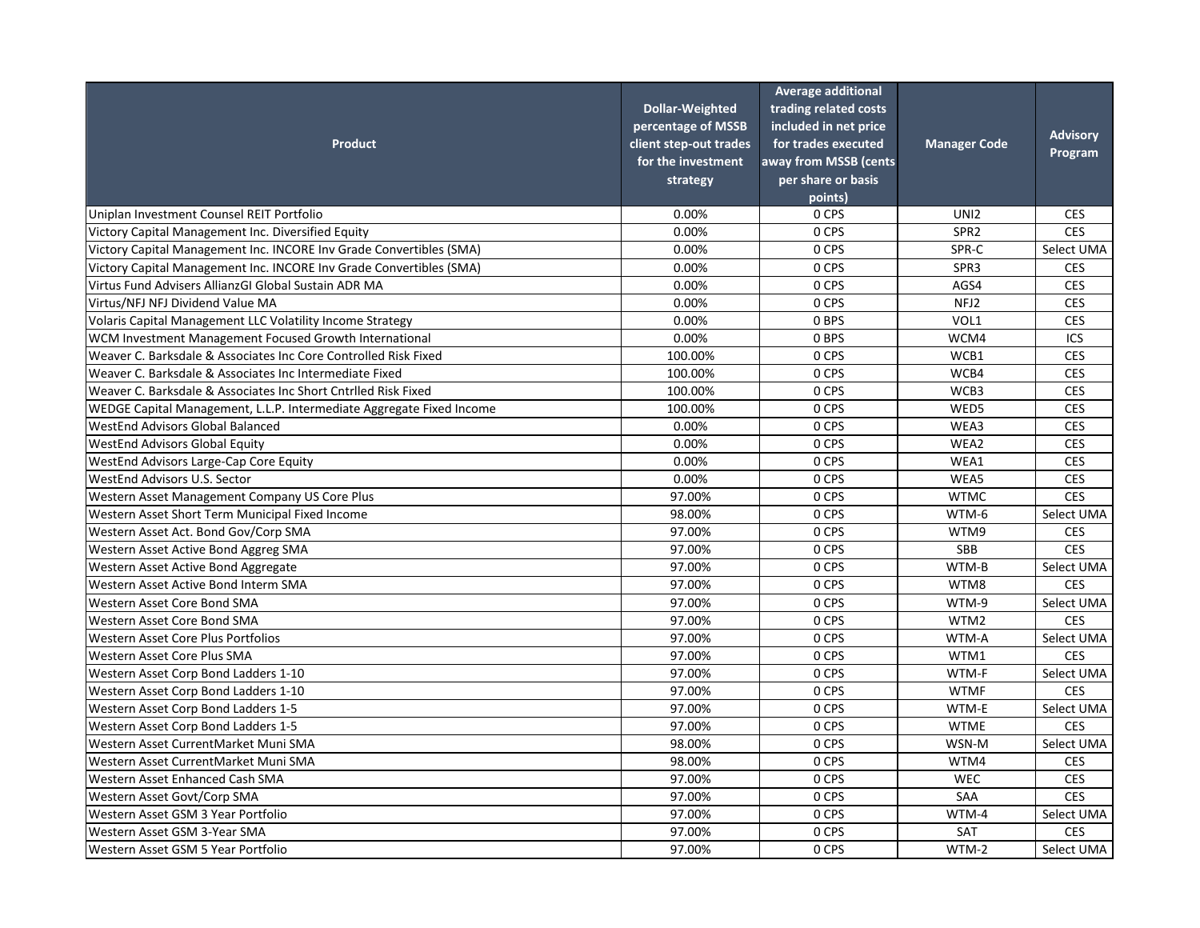| Product | Dollar-Weighted percentage of MSSB client step-out trades for the investment strategy | Average additional trading related costs included in net price for trades executed away from MSSB (cents per share or basis points) | Manager Code | Advisory Program |
|---|---|---|---|---|
| Uniplan Investment Counsel REIT Portfolio | 0.00% | 0 CPS | UNI2 | CES |
| Victory Capital Management Inc. Diversified Equity | 0.00% | 0 CPS | SPR2 | CES |
| Victory Capital Management Inc. INCORE Inv Grade Convertibles (SMA) | 0.00% | 0 CPS | SPR-C | Select UMA |
| Victory Capital Management Inc. INCORE Inv Grade Convertibles (SMA) | 0.00% | 0 CPS | SPR3 | CES |
| Virtus Fund Advisers AllianzGI Global Sustain ADR MA | 0.00% | 0 CPS | AGS4 | CES |
| Virtus/NFJ NFJ Dividend Value MA | 0.00% | 0 CPS | NFJ2 | CES |
| Volaris Capital Management LLC Volatility Income Strategy | 0.00% | 0 BPS | VOL1 | CES |
| WCM Investment Management Focused Growth International | 0.00% | 0 BPS | WCM4 | ICS |
| Weaver C. Barksdale & Associates Inc Core Controlled Risk Fixed | 100.00% | 0 CPS | WCB1 | CES |
| Weaver C. Barksdale & Associates Inc Intermediate Fixed | 100.00% | 0 CPS | WCB4 | CES |
| Weaver C. Barksdale & Associates Inc Short Cntrlled Risk Fixed | 100.00% | 0 CPS | WCB3 | CES |
| WEDGE Capital Management, L.L.P. Intermediate Aggregate Fixed Income | 100.00% | 0 CPS | WED5 | CES |
| WestEnd Advisors Global Balanced | 0.00% | 0 CPS | WEA3 | CES |
| WestEnd Advisors Global Equity | 0.00% | 0 CPS | WEA2 | CES |
| WestEnd Advisors Large-Cap Core Equity | 0.00% | 0 CPS | WEA1 | CES |
| WestEnd Advisors U.S. Sector | 0.00% | 0 CPS | WEA5 | CES |
| Western Asset Management Company US Core Plus | 97.00% | 0 CPS | WTMC | CES |
| Western Asset Short Term Municipal Fixed Income | 98.00% | 0 CPS | WTM-6 | Select UMA |
| Western Asset Act. Bond Gov/Corp SMA | 97.00% | 0 CPS | WTM9 | CES |
| Western Asset Active Bond Aggreg SMA | 97.00% | 0 CPS | SBB | CES |
| Western Asset Active Bond Aggregate | 97.00% | 0 CPS | WTM-B | Select UMA |
| Western Asset Active Bond Interm SMA | 97.00% | 0 CPS | WTM8 | CES |
| Western Asset Core Bond SMA | 97.00% | 0 CPS | WTM-9 | Select UMA |
| Western Asset Core Bond SMA | 97.00% | 0 CPS | WTM2 | CES |
| Western Asset Core Plus Portfolios | 97.00% | 0 CPS | WTM-A | Select UMA |
| Western Asset Core Plus SMA | 97.00% | 0 CPS | WTM1 | CES |
| Western Asset Corp Bond Ladders 1-10 | 97.00% | 0 CPS | WTM-F | Select UMA |
| Western Asset Corp Bond Ladders 1-10 | 97.00% | 0 CPS | WTMF | CES |
| Western Asset Corp Bond Ladders 1-5 | 97.00% | 0 CPS | WTM-E | Select UMA |
| Western Asset Corp Bond Ladders 1-5 | 97.00% | 0 CPS | WTME | CES |
| Western Asset CurrentMarket Muni SMA | 98.00% | 0 CPS | WSN-M | Select UMA |
| Western Asset CurrentMarket Muni SMA | 98.00% | 0 CPS | WTM4 | CES |
| Western Asset Enhanced Cash SMA | 97.00% | 0 CPS | WEC | CES |
| Western Asset Govt/Corp SMA | 97.00% | 0 CPS | SAA | CES |
| Western Asset GSM 3 Year Portfolio | 97.00% | 0 CPS | WTM-4 | Select UMA |
| Western Asset GSM 3-Year SMA | 97.00% | 0 CPS | SAT | CES |
| Western Asset GSM 5 Year Portfolio | 97.00% | 0 CPS | WTM-2 | Select UMA |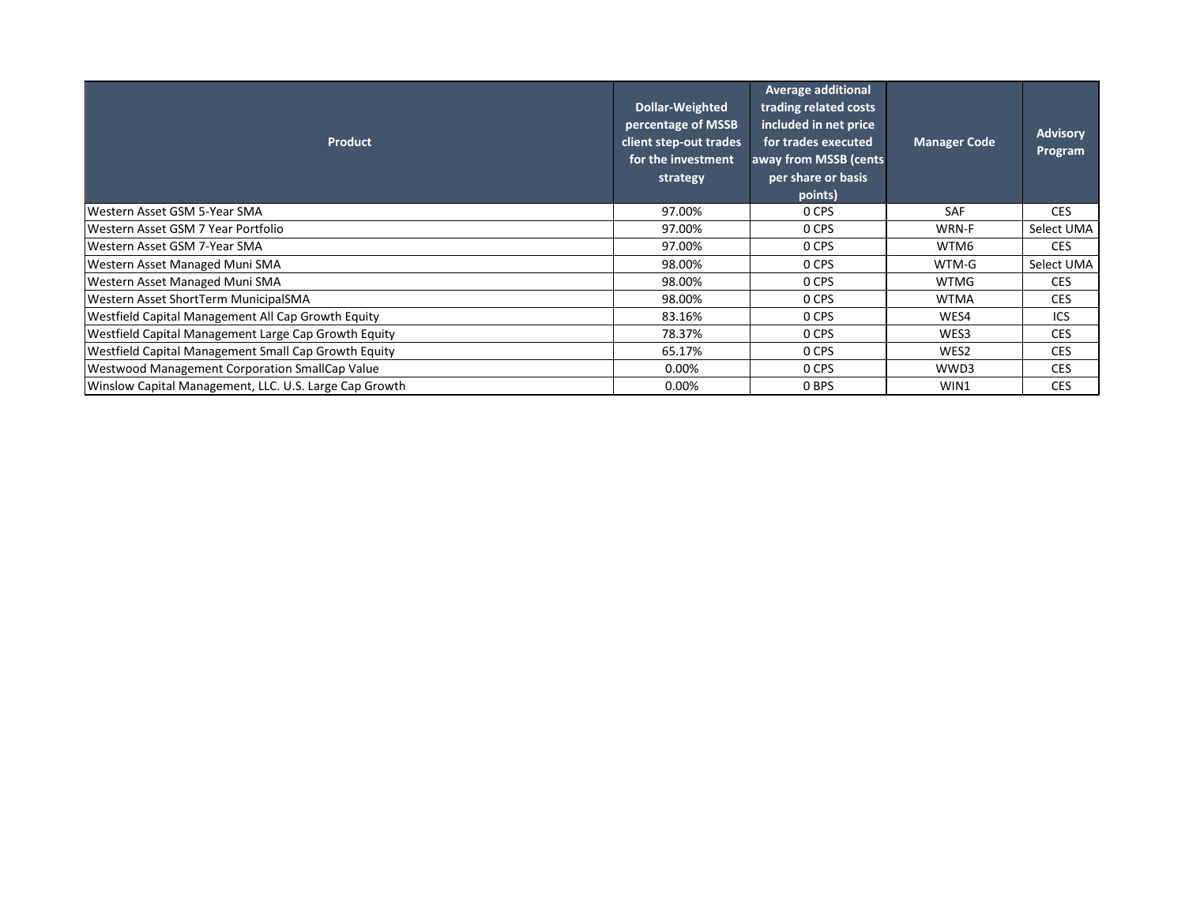| Product | Dollar-Weighted percentage of MSSB client step-out trades for the investment strategy | Average additional trading related costs included in net price for trades executed away from MSSB (cents per share or basis points) | Manager Code | Advisory Program |
|---|---|---|---|---|
| Western Asset GSM 5-Year SMA | 97.00% | 0 CPS | SAF | CES |
| Western Asset GSM 7 Year Portfolio | 97.00% | 0 CPS | WRN-F | Select UMA |
| Western Asset GSM 7-Year SMA | 97.00% | 0 CPS | WTM6 | CES |
| Western Asset Managed Muni SMA | 98.00% | 0 CPS | WTM-G | Select UMA |
| Western Asset Managed Muni SMA | 98.00% | 0 CPS | WTMG | CES |
| Western Asset ShortTerm MunicipalSMA | 98.00% | 0 CPS | WTMA | CES |
| Westfield Capital Management All Cap Growth Equity | 83.16% | 0 CPS | WES4 | ICS |
| Westfield Capital Management Large Cap Growth Equity | 78.37% | 0 CPS | WES3 | CES |
| Westfield Capital Management Small Cap Growth Equity | 65.17% | 0 CPS | WES2 | CES |
| Westwood Management Corporation SmallCap Value | 0.00% | 0 CPS | WWD3 | CES |
| Winslow Capital Management, LLC. U.S. Large Cap Growth | 0.00% | 0 BPS | WIN1 | CES |